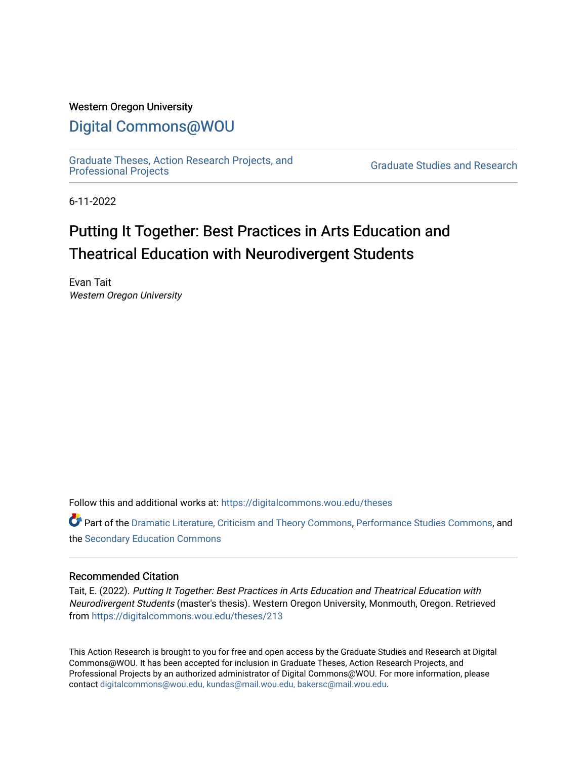Western Oregon University

# Digital Commons@WOU

Graduate Theses, Action Research Projects, and Professional Projects

Graduate Studies and Research

6-11-2022

# Putting It Together: Best Practices in Arts Education and Theatrical Education with Neurodivergent Students

Evan Tait
*Western Oregon University*

Follow this and additional works at: https://digitalcommons.wou.edu/theses

Part of the Dramatic Literature, Criticism and Theory Commons, Performance Studies Commons, and the Secondary Education Commons

## Recommended Citation

Tait, E. (2022). *Putting It Together: Best Practices in Arts Education and Theatrical Education with Neurodivergent Students* (master's thesis). Western Oregon University, Monmouth, Oregon. Retrieved from https://digitalcommons.wou.edu/theses/213

This Action Research is brought to you for free and open access by the Graduate Studies and Research at Digital Commons@WOU. It has been accepted for inclusion in Graduate Theses, Action Research Projects, and Professional Projects by an authorized administrator of Digital Commons@WOU. For more information, please contact digitalcommons@wou.edu, kundas@mail.wou.edu, bakersc@mail.wou.edu.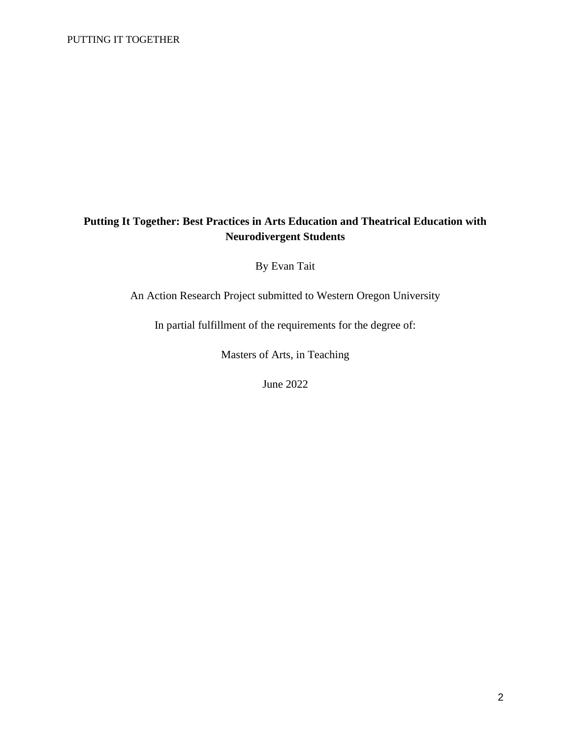**Putting It Together: Best Practices in Arts Education and Theatrical Education with Neurodivergent Students**

By Evan Tait

An Action Research Project submitted to Western Oregon University

In partial fulfillment of the requirements for the degree of:

Masters of Arts, in Teaching

June 2022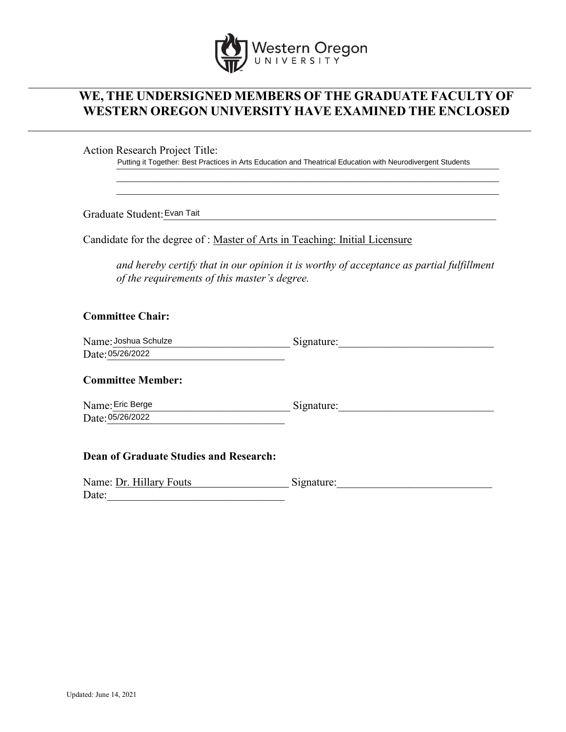Western Oregon University

## WE, THE UNDERSIGNED MEMBERS OF THE GRADUATE FACULTY OF WESTERN OREGON UNIVERSITY HAVE EXAMINED THE ENCLOSED

Action Research Project Title:

Putting it Together: Best Practices in Arts Education and Theatrical Education with Neurodivergent Students

Graduate Student: Evan Tait

Candidate for the degree of : Master of Arts in Teaching: Initial Licensure

*and hereby certify that in our opinion it is worthy of acceptance as partial fulfillment of the requirements of this master's degree.*

**Committee Chair:**

Name: Joshua Schulze  Signature:______________
Date: 05/26/2022

**Committee Member:**

Name: Eric Berge  Signature:______________
Date: 05/26/2022

**Dean of Graduate Studies and Research:**

Name: Dr. Hillary Fouts  Signature:______________
Date:______________

Updated: June 14, 2021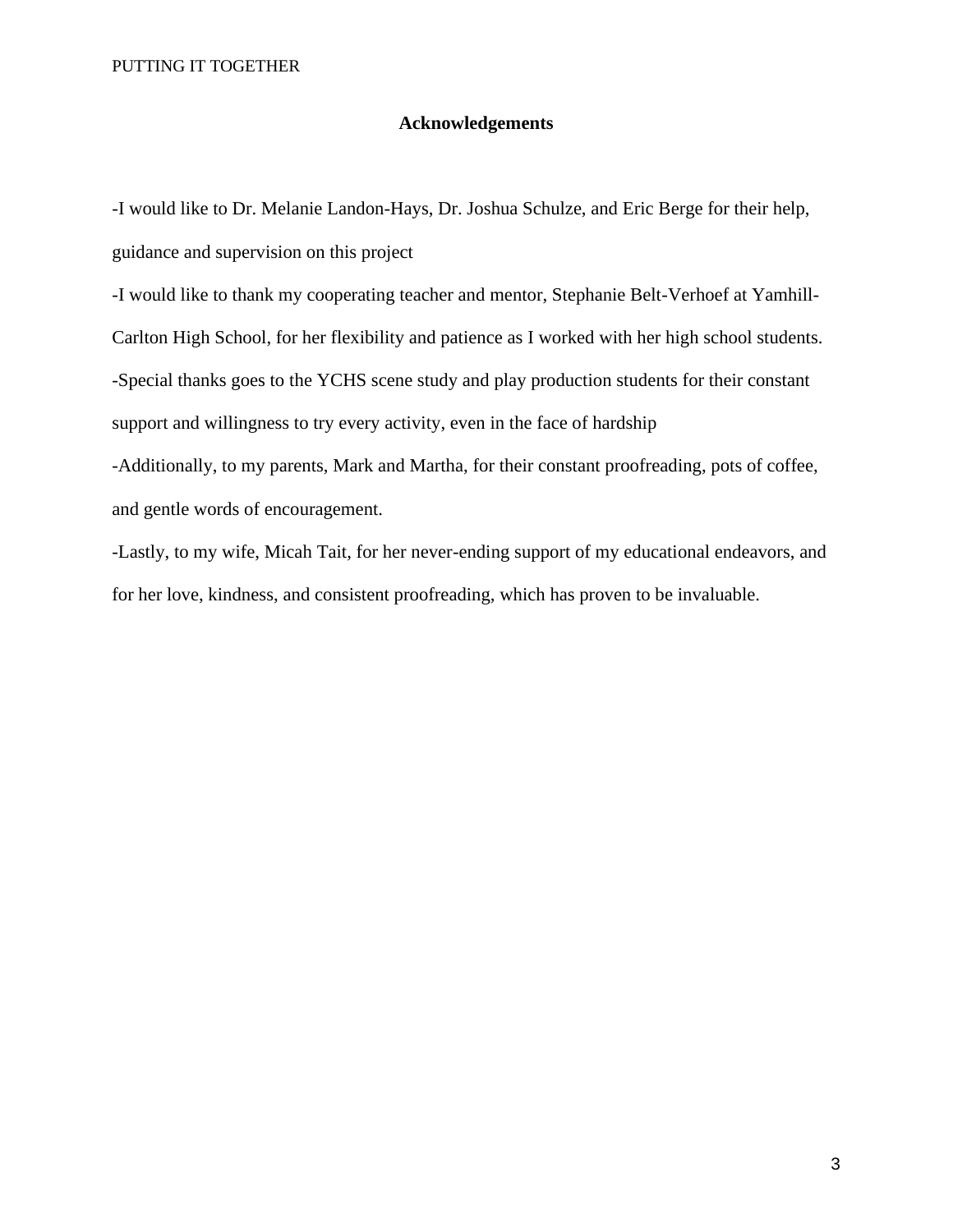## Acknowledgements

-I would like to Dr. Melanie Landon-Hays, Dr. Joshua Schulze, and Eric Berge for their help, guidance and supervision on this project

-I would like to thank my cooperating teacher and mentor, Stephanie Belt-Verhoef at Yamhill-Carlton High School, for her flexibility and patience as I worked with her high school students.

-Special thanks goes to the YCHS scene study and play production students for their constant support and willingness to try every activity, even in the face of hardship

-Additionally, to my parents, Mark and Martha, for their constant proofreading, pots of coffee, and gentle words of encouragement.

-Lastly, to my wife, Micah Tait, for her never-ending support of my educational endeavors, and for her love, kindness, and consistent proofreading, which has proven to be invaluable.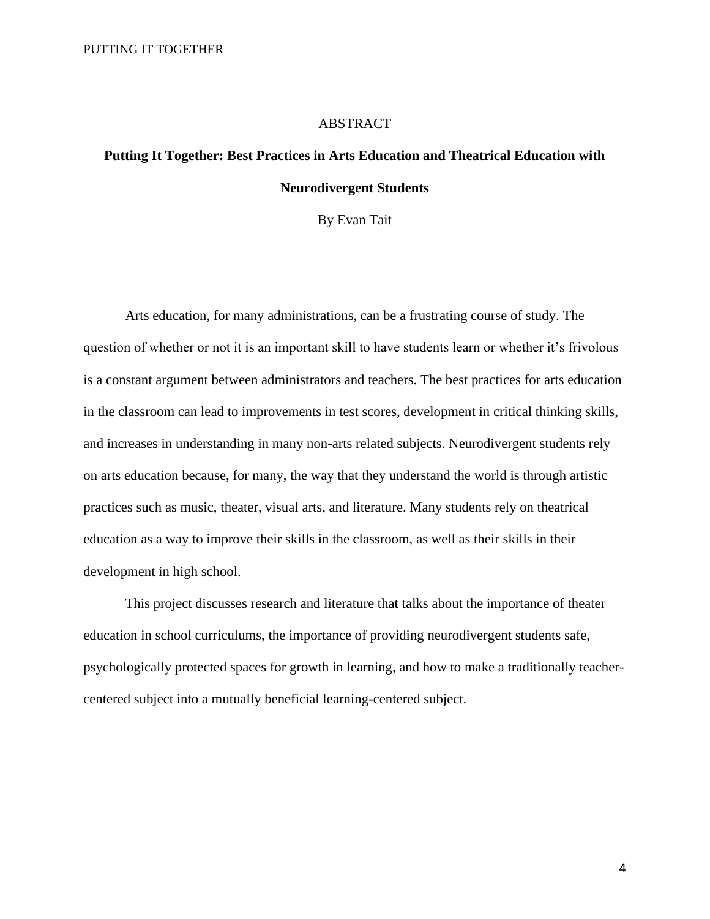ABSTRACT

**Putting It Together: Best Practices in Arts Education and Theatrical Education with Neurodivergent Students**

By Evan Tait

Arts education, for many administrations, can be a frustrating course of study. The question of whether or not it is an important skill to have students learn or whether it's frivolous is a constant argument between administrators and teachers. The best practices for arts education in the classroom can lead to improvements in test scores, development in critical thinking skills, and increases in understanding in many non-arts related subjects. Neurodivergent students rely on arts education because, for many, the way that they understand the world is through artistic practices such as music, theater, visual arts, and literature. Many students rely on theatrical education as a way to improve their skills in the classroom, as well as their skills in their development in high school.

This project discusses research and literature that talks about the importance of theater education in school curriculums, the importance of providing neurodivergent students safe, psychologically protected spaces for growth in learning, and how to make a traditionally teacher-centered subject into a mutually beneficial learning-centered subject.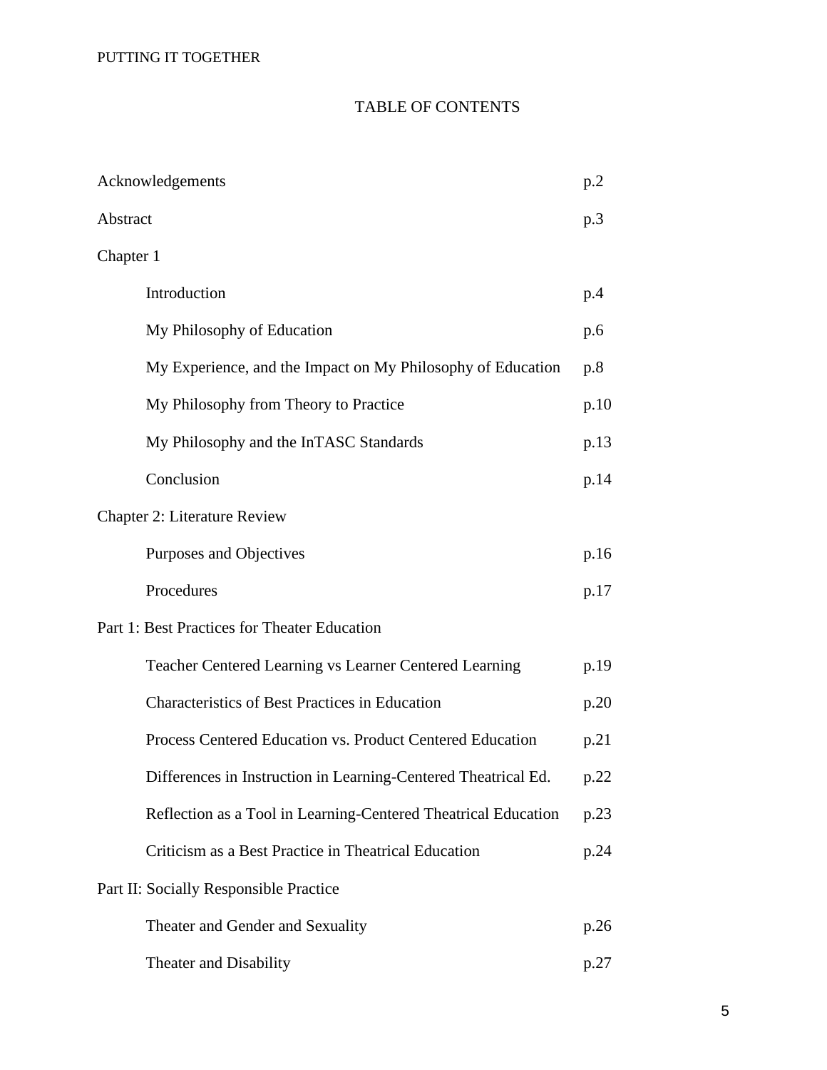# TABLE OF CONTENTS

| | |
|---|---|
| Acknowledgements | p.2 |
| Abstract | p.3 |
| Chapter 1 | |
| Introduction | p.4 |
| My Philosophy of Education | p.6 |
| My Experience, and the Impact on My Philosophy of Education | p.8 |
| My Philosophy from Theory to Practice | p.10 |
| My Philosophy and the InTASC Standards | p.13 |
| Conclusion | p.14 |
| Chapter 2: Literature Review | |
| Purposes and Objectives | p.16 |
| Procedures | p.17 |
| Part 1: Best Practices for Theater Education | |
| Teacher Centered Learning vs Learner Centered Learning | p.19 |
| Characteristics of Best Practices in Education | p.20 |
| Process Centered Education vs. Product Centered Education | p.21 |
| Differences in Instruction in Learning-Centered Theatrical Ed. | p.22 |
| Reflection as a Tool in Learning-Centered Theatrical Education | p.23 |
| Criticism as a Best Practice in Theatrical Education | p.24 |
| Part II: Socially Responsible Practice | |
| Theater and Gender and Sexuality | p.26 |
| Theater and Disability | p.27 |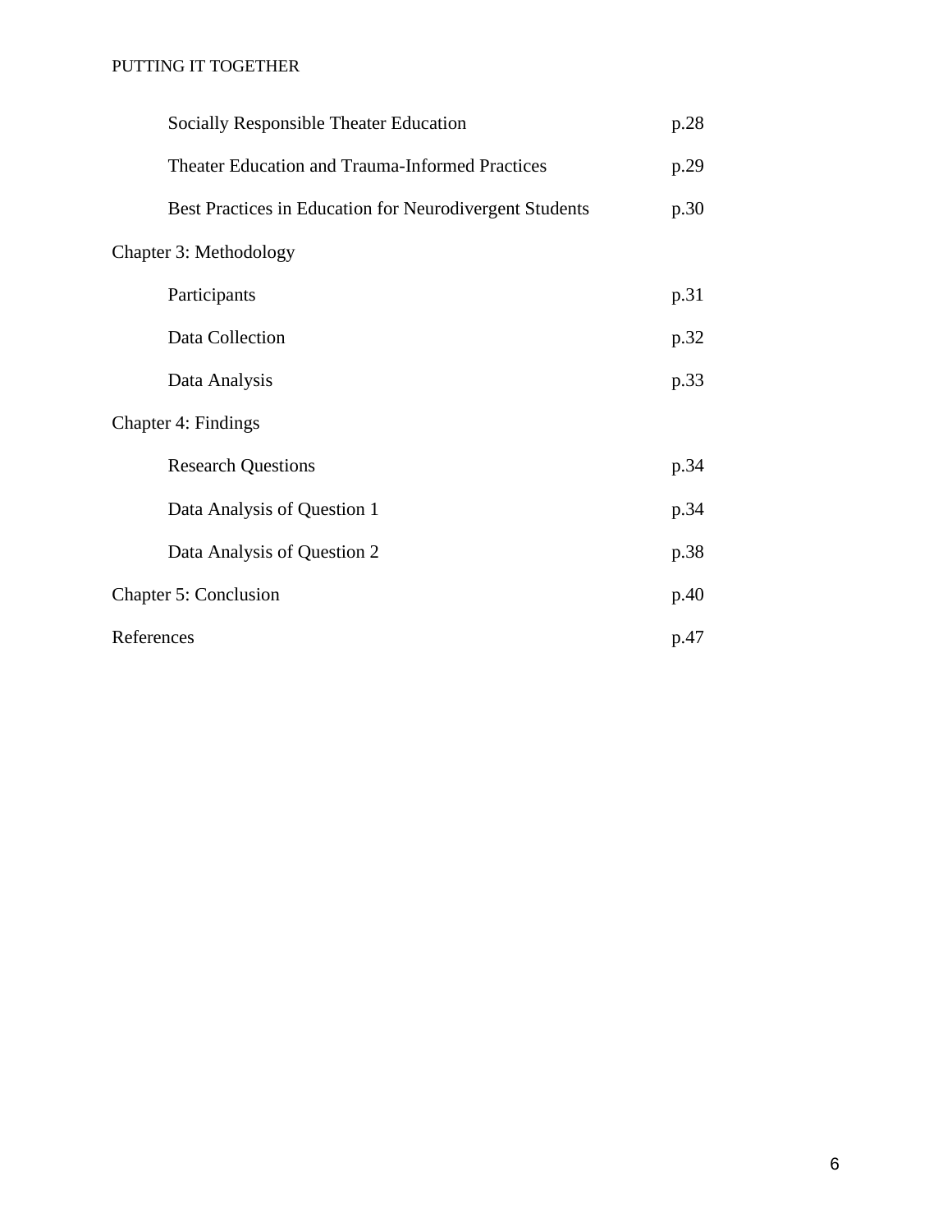| | |
|---|---|
| Socially Responsible Theater Education | p.28 |
| Theater Education and Trauma-Informed Practices | p.29 |
| Best Practices in Education for Neurodivergent Students | p.30 |
| Chapter 3: Methodology | |
| Participants | p.31 |
| Data Collection | p.32 |
| Data Analysis | p.33 |
| Chapter 4: Findings | |
| Research Questions | p.34 |
| Data Analysis of Question 1 | p.34 |
| Data Analysis of Question 2 | p.38 |
| Chapter 5: Conclusion | p.40 |
| References | p.47 |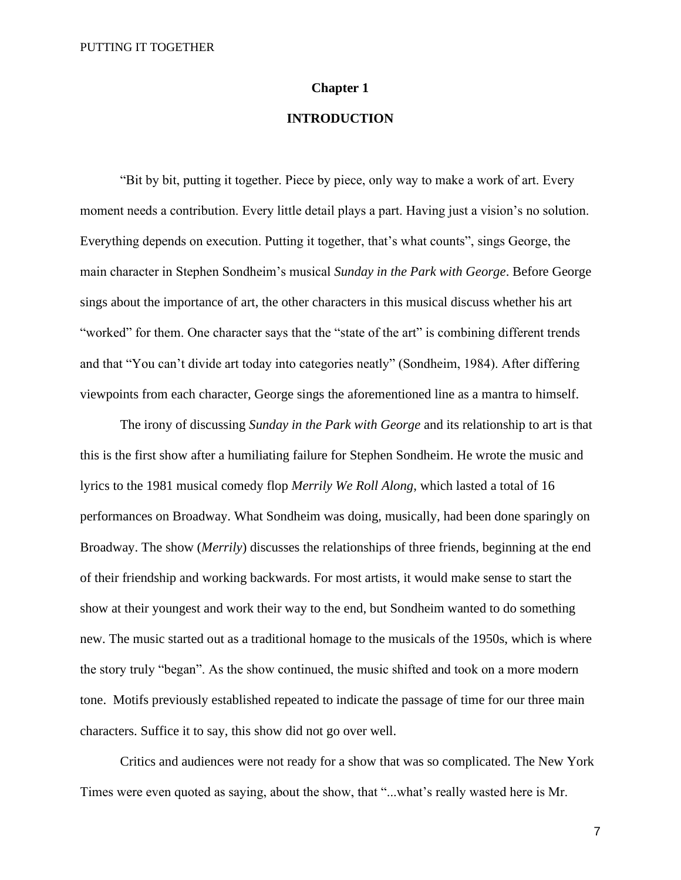# Chapter 1

# INTRODUCTION

"Bit by bit, putting it together. Piece by piece, only way to make a work of art. Every moment needs a contribution. Every little detail plays a part. Having just a vision's no solution. Everything depends on execution. Putting it together, that's what counts", sings George, the main character in Stephen Sondheim's musical *Sunday in the Park with George*. Before George sings about the importance of art, the other characters in this musical discuss whether his art "worked" for them. One character says that the "state of the art" is combining different trends and that "You can't divide art today into categories neatly" (Sondheim, 1984). After differing viewpoints from each character, George sings the aforementioned line as a mantra to himself.

The irony of discussing *Sunday in the Park with George* and its relationship to art is that this is the first show after a humiliating failure for Stephen Sondheim. He wrote the music and lyrics to the 1981 musical comedy flop *Merrily We Roll Along*, which lasted a total of 16 performances on Broadway. What Sondheim was doing, musically, had been done sparingly on Broadway. The show (*Merrily*) discusses the relationships of three friends, beginning at the end of their friendship and working backwards. For most artists, it would make sense to start the show at their youngest and work their way to the end, but Sondheim wanted to do something new. The music started out as a traditional homage to the musicals of the 1950s, which is where the story truly "began". As the show continued, the music shifted and took on a more modern tone. Motifs previously established repeated to indicate the passage of time for our three main characters. Suffice it to say, this show did not go over well.

Critics and audiences were not ready for a show that was so complicated. The New York Times were even quoted as saying, about the show, that "...what's really wasted here is Mr.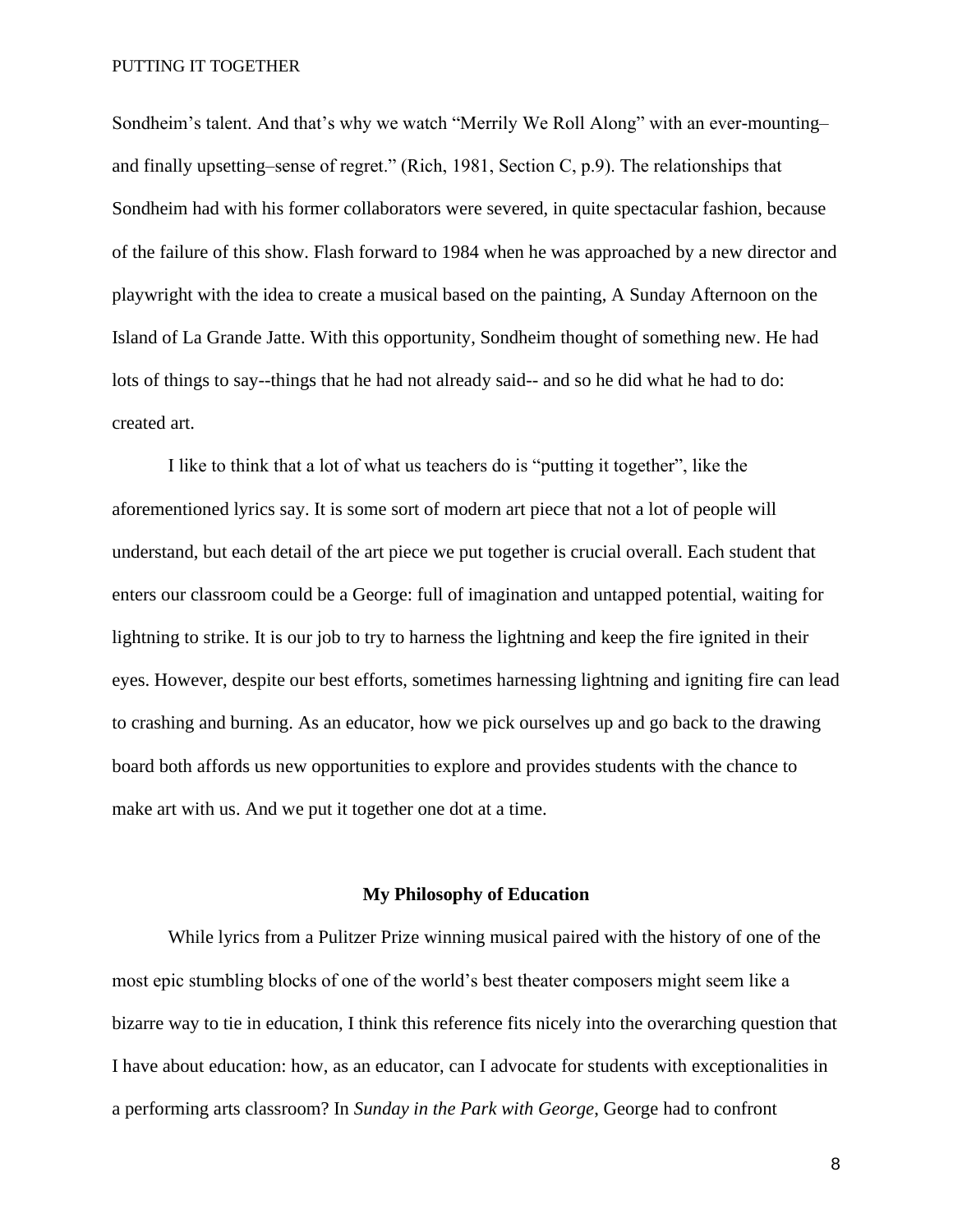Sondheim's talent. And that's why we watch "Merrily We Roll Along" with an ever-mounting–and finally upsetting–sense of regret." (Rich, 1981, Section C, p.9). The relationships that Sondheim had with his former collaborators were severed, in quite spectacular fashion, because of the failure of this show. Flash forward to 1984 when he was approached by a new director and playwright with the idea to create a musical based on the painting, A Sunday Afternoon on the Island of La Grande Jatte. With this opportunity, Sondheim thought of something new. He had lots of things to say--things that he had not already said-- and so he did what he had to do: created art.

I like to think that a lot of what us teachers do is "putting it together", like the aforementioned lyrics say. It is some sort of modern art piece that not a lot of people will understand, but each detail of the art piece we put together is crucial overall. Each student that enters our classroom could be a George: full of imagination and untapped potential, waiting for lightning to strike. It is our job to try to harness the lightning and keep the fire ignited in their eyes. However, despite our best efforts, sometimes harnessing lightning and igniting fire can lead to crashing and burning. As an educator, how we pick ourselves up and go back to the drawing board both affords us new opportunities to explore and provides students with the chance to make art with us. And we put it together one dot at a time.

## My Philosophy of Education

While lyrics from a Pulitzer Prize winning musical paired with the history of one of the most epic stumbling blocks of one of the world's best theater composers might seem like a bizarre way to tie in education, I think this reference fits nicely into the overarching question that I have about education: how, as an educator, can I advocate for students with exceptionalities in a performing arts classroom? In *Sunday in the Park with George*, George had to confront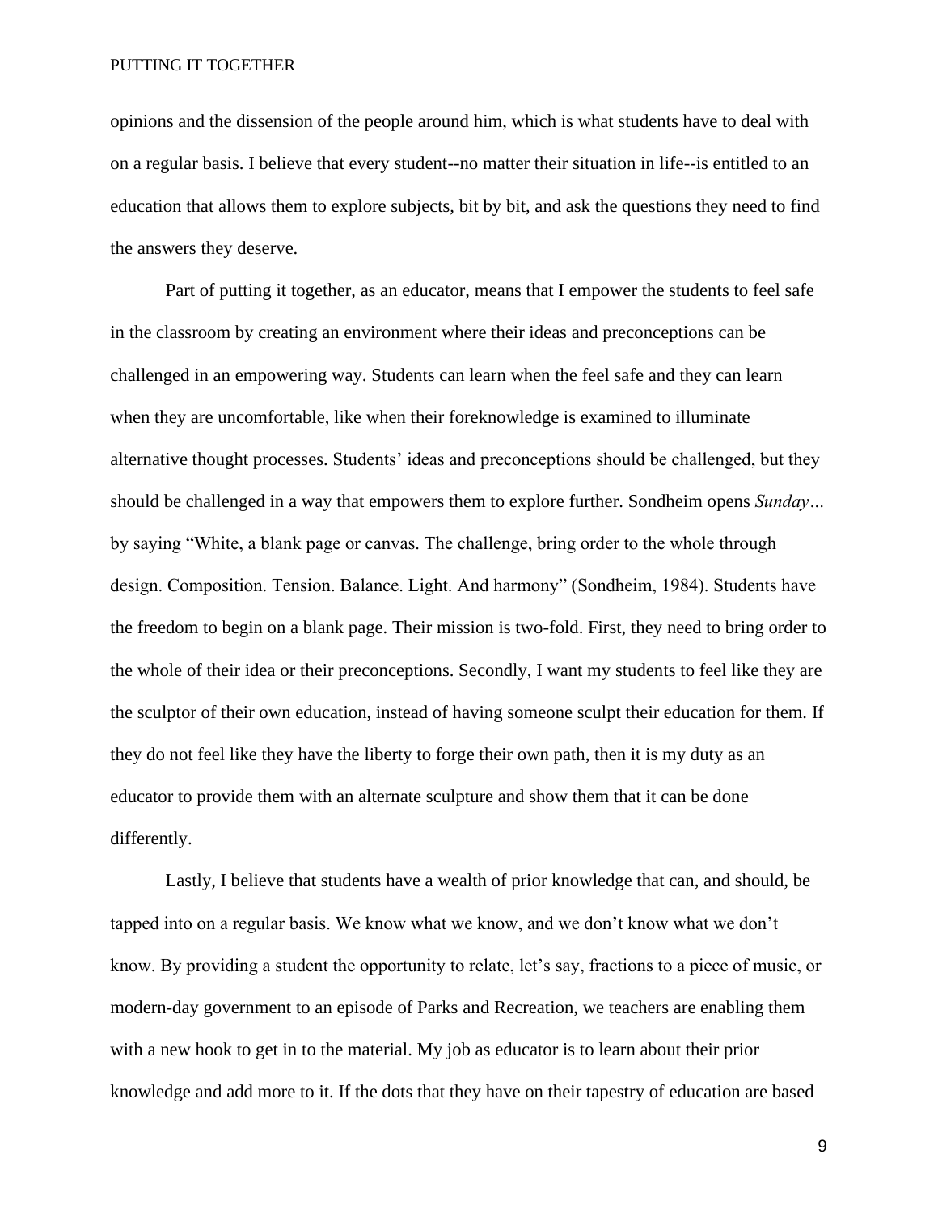opinions and the dissension of the people around him, which is what students have to deal with on a regular basis. I believe that every student--no matter their situation in life--is entitled to an education that allows them to explore subjects, bit by bit, and ask the questions they need to find the answers they deserve.

Part of putting it together, as an educator, means that I empower the students to feel safe in the classroom by creating an environment where their ideas and preconceptions can be challenged in an empowering way. Students can learn when the feel safe and they can learn when they are uncomfortable, like when their foreknowledge is examined to illuminate alternative thought processes. Students' ideas and preconceptions should be challenged, but they should be challenged in a way that empowers them to explore further. Sondheim opens *Sunday…* by saying "White, a blank page or canvas. The challenge, bring order to the whole through design. Composition. Tension. Balance. Light. And harmony" (Sondheim, 1984). Students have the freedom to begin on a blank page. Their mission is two-fold. First, they need to bring order to the whole of their idea or their preconceptions. Secondly, I want my students to feel like they are the sculptor of their own education, instead of having someone sculpt their education for them. If they do not feel like they have the liberty to forge their own path, then it is my duty as an educator to provide them with an alternate sculpture and show them that it can be done differently.

Lastly, I believe that students have a wealth of prior knowledge that can, and should, be tapped into on a regular basis. We know what we know, and we don't know what we don't know. By providing a student the opportunity to relate, let's say, fractions to a piece of music, or modern-day government to an episode of Parks and Recreation, we teachers are enabling them with a new hook to get in to the material. My job as educator is to learn about their prior knowledge and add more to it. If the dots that they have on their tapestry of education are based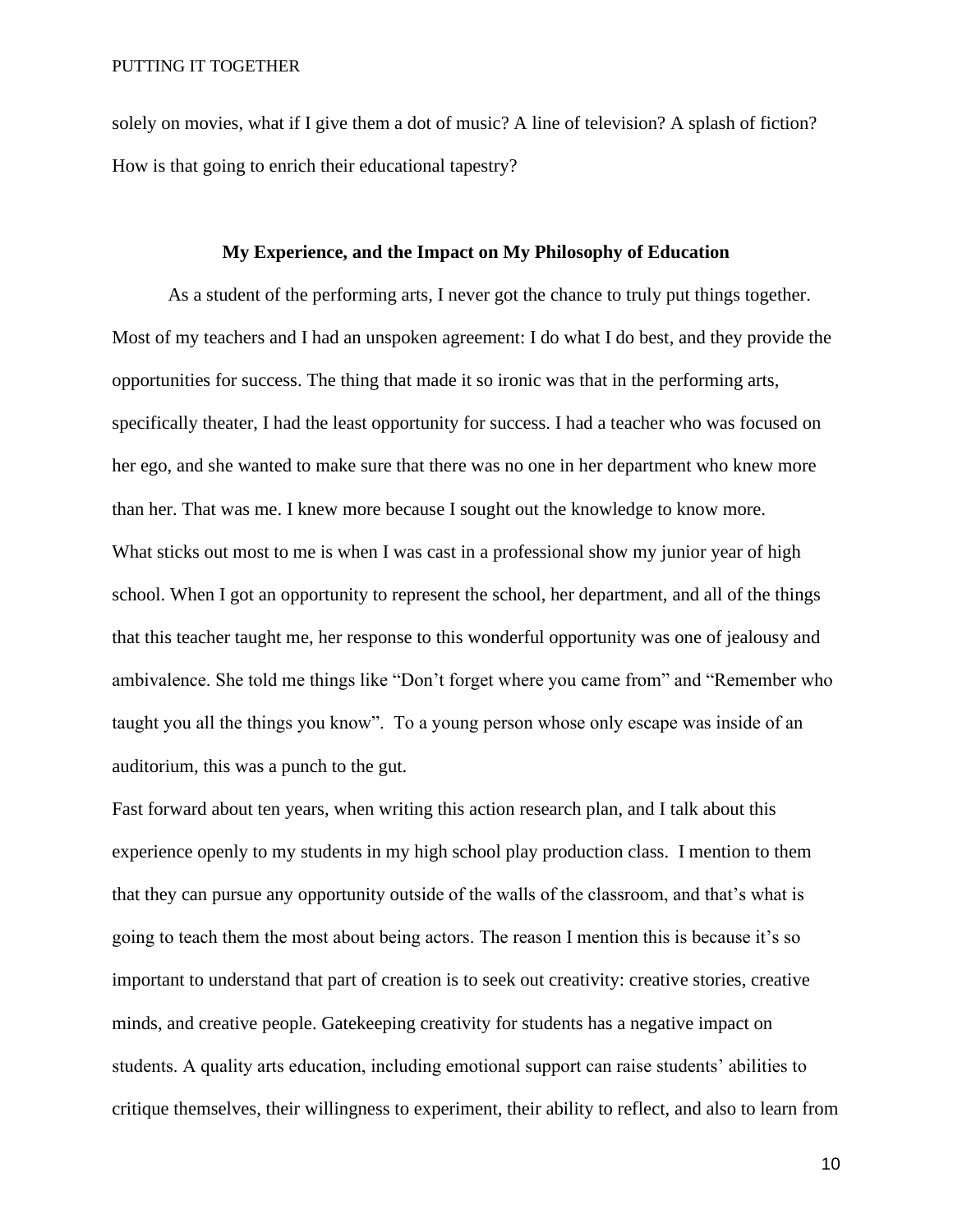solely on movies, what if I give them a dot of music? A line of television? A splash of fiction? How is that going to enrich their educational tapestry?

### My Experience, and the Impact on My Philosophy of Education

As a student of the performing arts, I never got the chance to truly put things together. Most of my teachers and I had an unspoken agreement: I do what I do best, and they provide the opportunities for success. The thing that made it so ironic was that in the performing arts, specifically theater, I had the least opportunity for success. I had a teacher who was focused on her ego, and she wanted to make sure that there was no one in her department who knew more than her. That was me. I knew more because I sought out the knowledge to know more. What sticks out most to me is when I was cast in a professional show my junior year of high school. When I got an opportunity to represent the school, her department, and all of the things that this teacher taught me, her response to this wonderful opportunity was one of jealousy and ambivalence. She told me things like "Don't forget where you came from" and "Remember who taught you all the things you know". To a young person whose only escape was inside of an auditorium, this was a punch to the gut.

Fast forward about ten years, when writing this action research plan, and I talk about this experience openly to my students in my high school play production class. I mention to them that they can pursue any opportunity outside of the walls of the classroom, and that's what is going to teach them the most about being actors. The reason I mention this is because it's so important to understand that part of creation is to seek out creativity: creative stories, creative minds, and creative people. Gatekeeping creativity for students has a negative impact on students. A quality arts education, including emotional support can raise students' abilities to critique themselves, their willingness to experiment, their ability to reflect, and also to learn from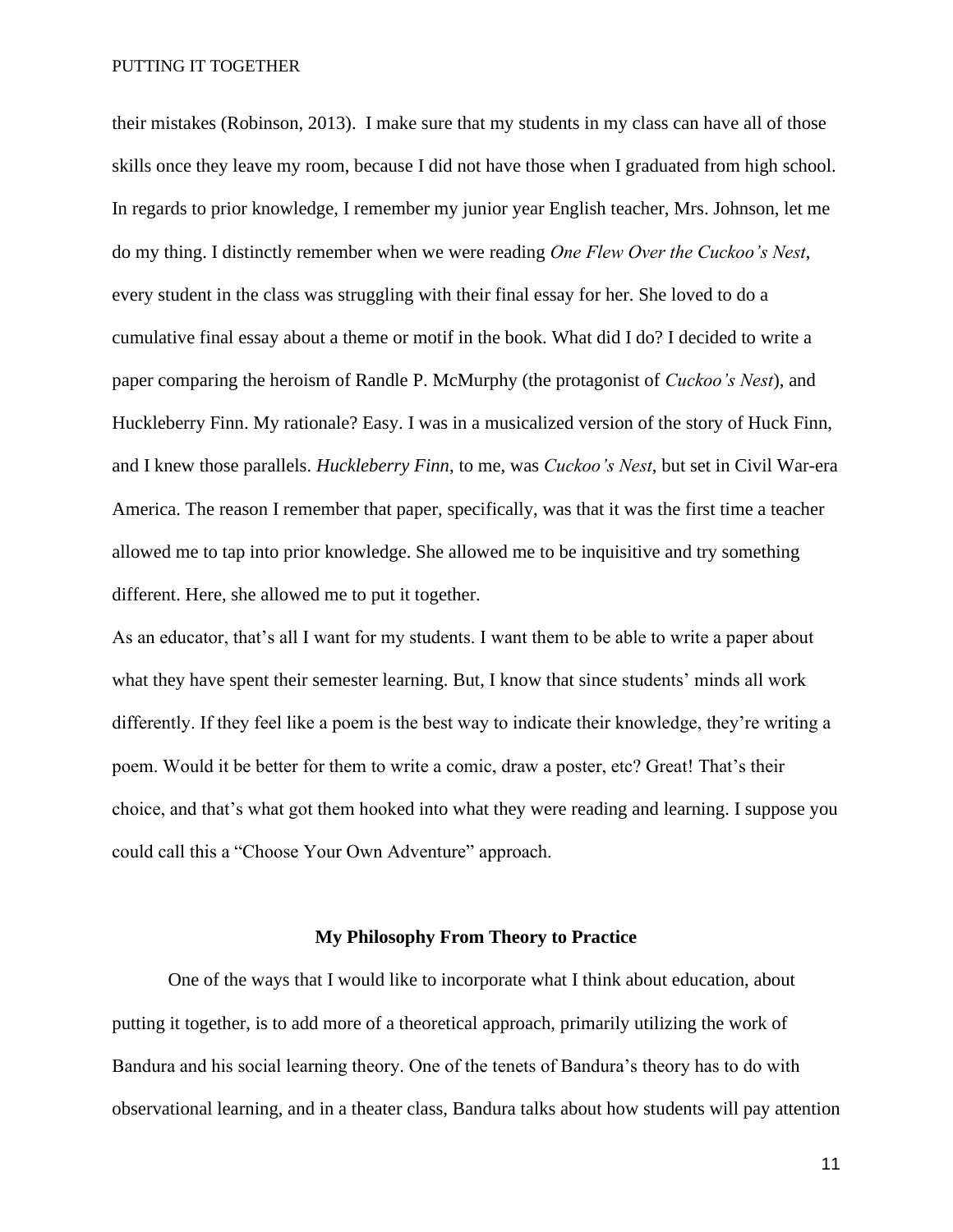their mistakes (Robinson, 2013). I make sure that my students in my class can have all of those skills once they leave my room, because I did not have those when I graduated from high school. In regards to prior knowledge, I remember my junior year English teacher, Mrs. Johnson, let me do my thing. I distinctly remember when we were reading *One Flew Over the Cuckoo's Nest*, every student in the class was struggling with their final essay for her. She loved to do a cumulative final essay about a theme or motif in the book. What did I do? I decided to write a paper comparing the heroism of Randle P. McMurphy (the protagonist of *Cuckoo's Nest*), and Huckleberry Finn. My rationale? Easy. I was in a musicalized version of the story of Huck Finn, and I knew those parallels. *Huckleberry Finn*, to me, was *Cuckoo's Nest*, but set in Civil War-era America. The reason I remember that paper, specifically, was that it was the first time a teacher allowed me to tap into prior knowledge. She allowed me to be inquisitive and try something different. Here, she allowed me to put it together.

As an educator, that's all I want for my students. I want them to be able to write a paper about what they have spent their semester learning. But, I know that since students' minds all work differently. If they feel like a poem is the best way to indicate their knowledge, they're writing a poem. Would it be better for them to write a comic, draw a poster, etc? Great! That's their choice, and that's what got them hooked into what they were reading and learning. I suppose you could call this a "Choose Your Own Adventure" approach.

## My Philosophy From Theory to Practice

One of the ways that I would like to incorporate what I think about education, about putting it together, is to add more of a theoretical approach, primarily utilizing the work of Bandura and his social learning theory. One of the tenets of Bandura's theory has to do with observational learning, and in a theater class, Bandura talks about how students will pay attention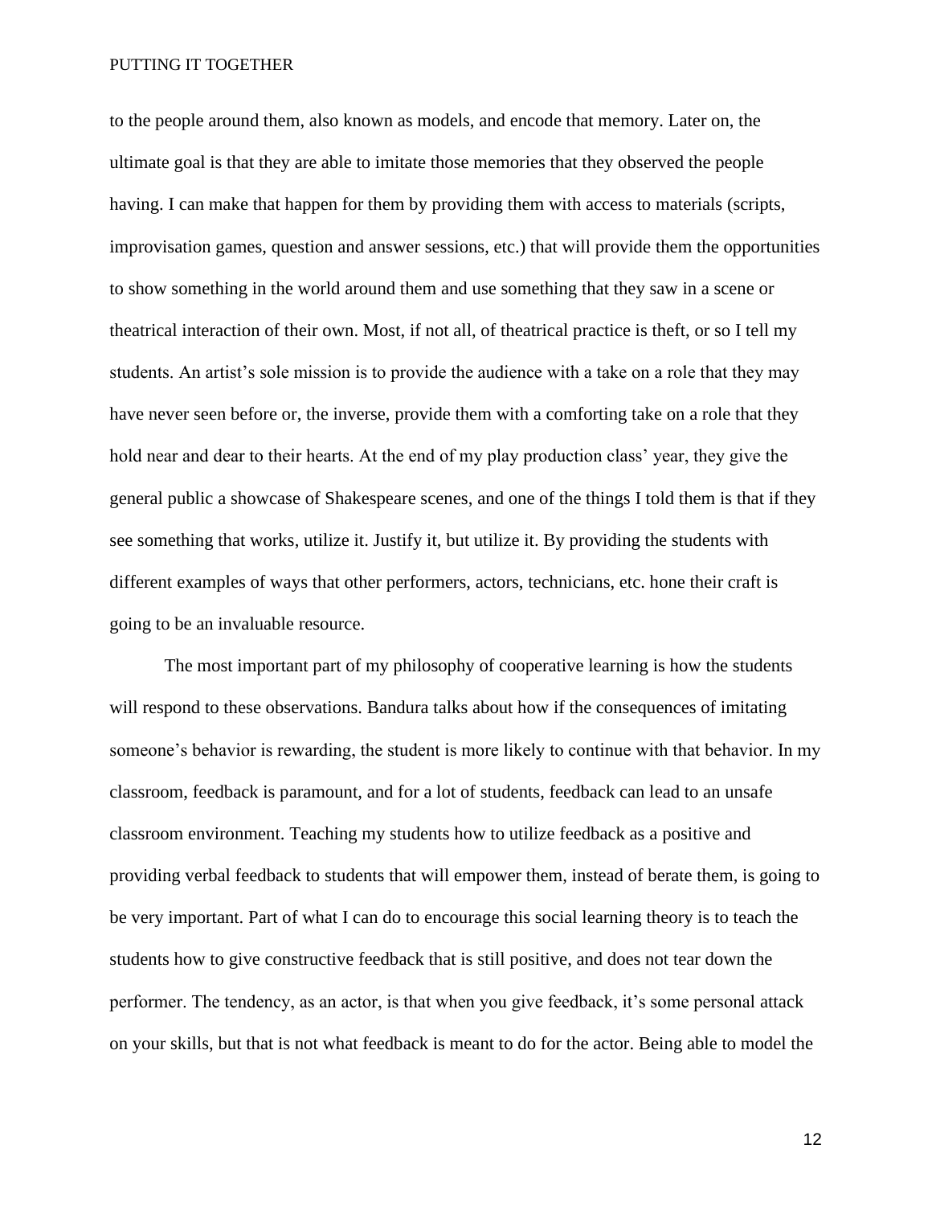to the people around them, also known as models, and encode that memory. Later on, the ultimate goal is that they are able to imitate those memories that they observed the people having. I can make that happen for them by providing them with access to materials (scripts, improvisation games, question and answer sessions, etc.) that will provide them the opportunities to show something in the world around them and use something that they saw in a scene or theatrical interaction of their own. Most, if not all, of theatrical practice is theft, or so I tell my students. An artist's sole mission is to provide the audience with a take on a role that they may have never seen before or, the inverse, provide them with a comforting take on a role that they hold near and dear to their hearts. At the end of my play production class' year, they give the general public a showcase of Shakespeare scenes, and one of the things I told them is that if they see something that works, utilize it. Justify it, but utilize it. By providing the students with different examples of ways that other performers, actors, technicians, etc. hone their craft is going to be an invaluable resource.

The most important part of my philosophy of cooperative learning is how the students will respond to these observations. Bandura talks about how if the consequences of imitating someone's behavior is rewarding, the student is more likely to continue with that behavior. In my classroom, feedback is paramount, and for a lot of students, feedback can lead to an unsafe classroom environment. Teaching my students how to utilize feedback as a positive and providing verbal feedback to students that will empower them, instead of berate them, is going to be very important. Part of what I can do to encourage this social learning theory is to teach the students how to give constructive feedback that is still positive, and does not tear down the performer. The tendency, as an actor, is that when you give feedback, it's some personal attack on your skills, but that is not what feedback is meant to do for the actor. Being able to model the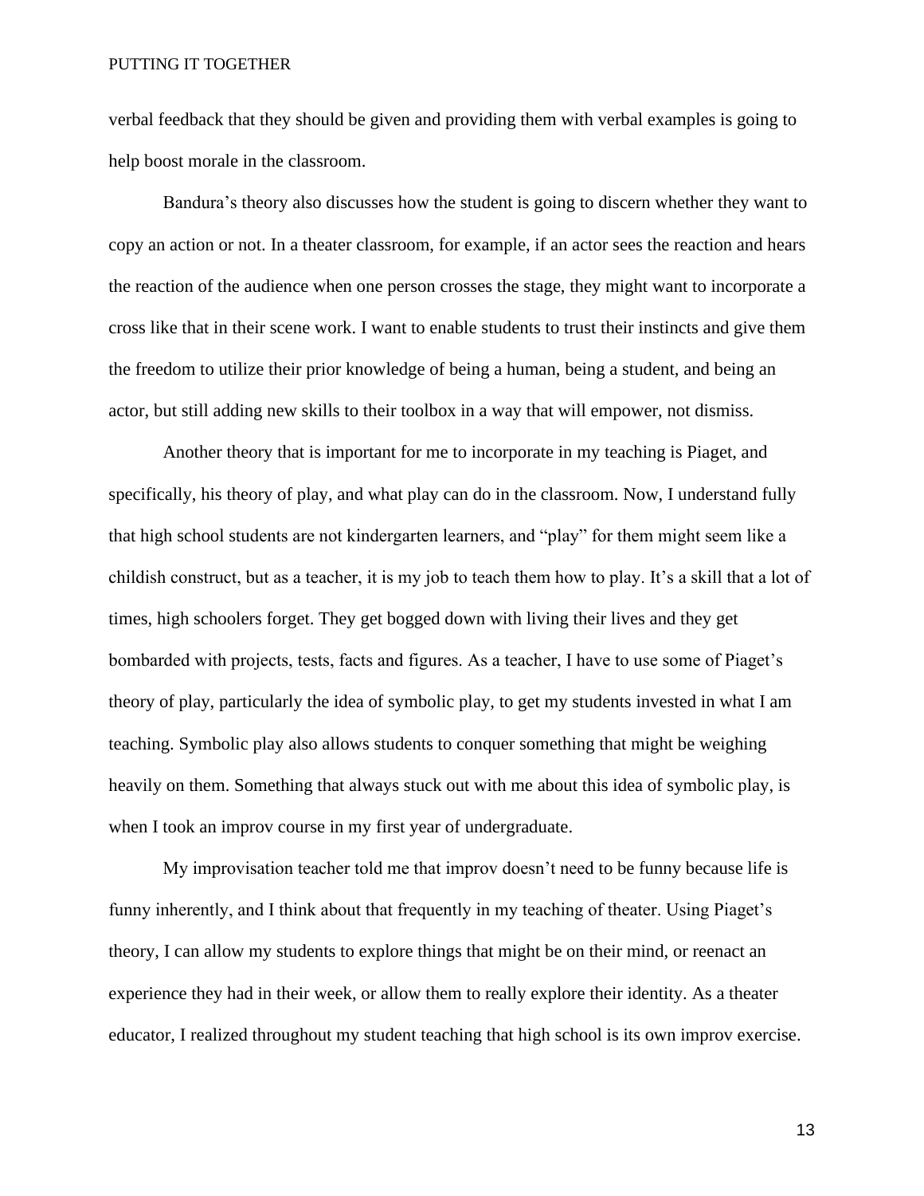verbal feedback that they should be given and providing them with verbal examples is going to help boost morale in the classroom.

Bandura's theory also discusses how the student is going to discern whether they want to copy an action or not. In a theater classroom, for example, if an actor sees the reaction and hears the reaction of the audience when one person crosses the stage, they might want to incorporate a cross like that in their scene work. I want to enable students to trust their instincts and give them the freedom to utilize their prior knowledge of being a human, being a student, and being an actor, but still adding new skills to their toolbox in a way that will empower, not dismiss.

Another theory that is important for me to incorporate in my teaching is Piaget, and specifically, his theory of play, and what play can do in the classroom. Now, I understand fully that high school students are not kindergarten learners, and "play" for them might seem like a childish construct, but as a teacher, it is my job to teach them how to play. It's a skill that a lot of times, high schoolers forget. They get bogged down with living their lives and they get bombarded with projects, tests, facts and figures. As a teacher, I have to use some of Piaget's theory of play, particularly the idea of symbolic play, to get my students invested in what I am teaching. Symbolic play also allows students to conquer something that might be weighing heavily on them. Something that always stuck out with me about this idea of symbolic play, is when I took an improv course in my first year of undergraduate.

My improvisation teacher told me that improv doesn't need to be funny because life is funny inherently, and I think about that frequently in my teaching of theater. Using Piaget's theory, I can allow my students to explore things that might be on their mind, or reenact an experience they had in their week, or allow them to really explore their identity. As a theater educator, I realized throughout my student teaching that high school is its own improv exercise.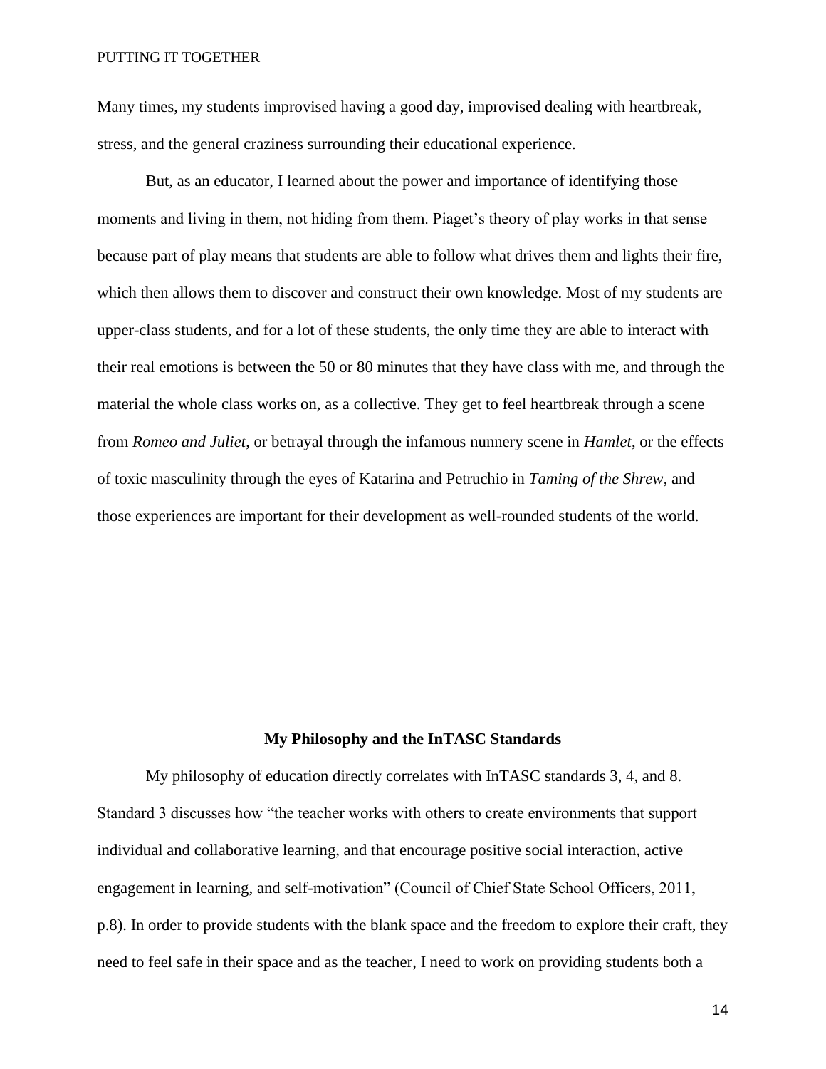Many times, my students improvised having a good day, improvised dealing with heartbreak, stress, and the general craziness surrounding their educational experience.

But, as an educator, I learned about the power and importance of identifying those moments and living in them, not hiding from them. Piaget's theory of play works in that sense because part of play means that students are able to follow what drives them and lights their fire, which then allows them to discover and construct their own knowledge. Most of my students are upper-class students, and for a lot of these students, the only time they are able to interact with their real emotions is between the 50 or 80 minutes that they have class with me, and through the material the whole class works on, as a collective. They get to feel heartbreak through a scene from *Romeo and Juliet*, or betrayal through the infamous nunnery scene in *Hamlet*, or the effects of toxic masculinity through the eyes of Katarina and Petruchio in *Taming of the Shrew*, and those experiences are important for their development as well-rounded students of the world.

## My Philosophy and the InTASC Standards

My philosophy of education directly correlates with InTASC standards 3, 4, and 8. Standard 3 discusses how "the teacher works with others to create environments that support individual and collaborative learning, and that encourage positive social interaction, active engagement in learning, and self-motivation" (Council of Chief State School Officers, 2011, p.8). In order to provide students with the blank space and the freedom to explore their craft, they need to feel safe in their space and as the teacher, I need to work on providing students both a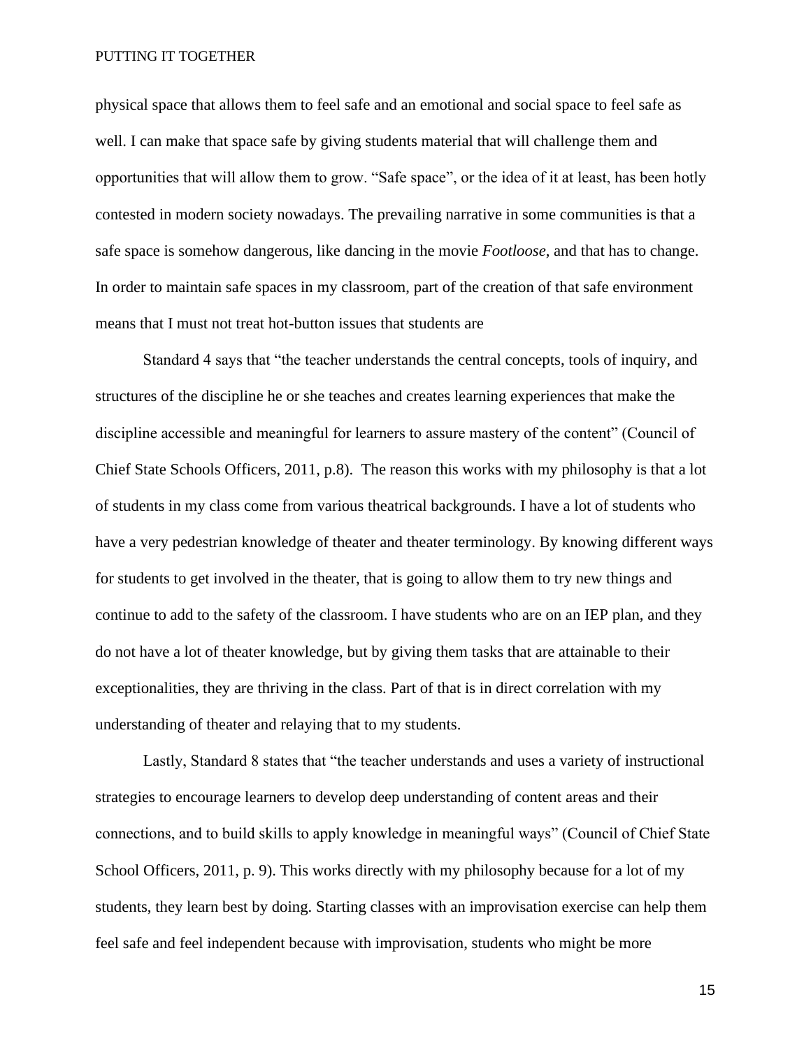physical space that allows them to feel safe and an emotional and social space to feel safe as well. I can make that space safe by giving students material that will challenge them and opportunities that will allow them to grow. "Safe space", or the idea of it at least, has been hotly contested in modern society nowadays. The prevailing narrative in some communities is that a safe space is somehow dangerous, like dancing in the movie *Footloose*, and that has to change. In order to maintain safe spaces in my classroom, part of the creation of that safe environment means that I must not treat hot-button issues that students are

Standard 4 says that "the teacher understands the central concepts, tools of inquiry, and structures of the discipline he or she teaches and creates learning experiences that make the discipline accessible and meaningful for learners to assure mastery of the content" (Council of Chief State Schools Officers, 2011, p.8). The reason this works with my philosophy is that a lot of students in my class come from various theatrical backgrounds. I have a lot of students who have a very pedestrian knowledge of theater and theater terminology. By knowing different ways for students to get involved in the theater, that is going to allow them to try new things and continue to add to the safety of the classroom. I have students who are on an IEP plan, and they do not have a lot of theater knowledge, but by giving them tasks that are attainable to their exceptionalities, they are thriving in the class. Part of that is in direct correlation with my understanding of theater and relaying that to my students.

Lastly, Standard 8 states that "the teacher understands and uses a variety of instructional strategies to encourage learners to develop deep understanding of content areas and their connections, and to build skills to apply knowledge in meaningful ways" (Council of Chief State School Officers, 2011, p. 9). This works directly with my philosophy because for a lot of my students, they learn best by doing. Starting classes with an improvisation exercise can help them feel safe and feel independent because with improvisation, students who might be more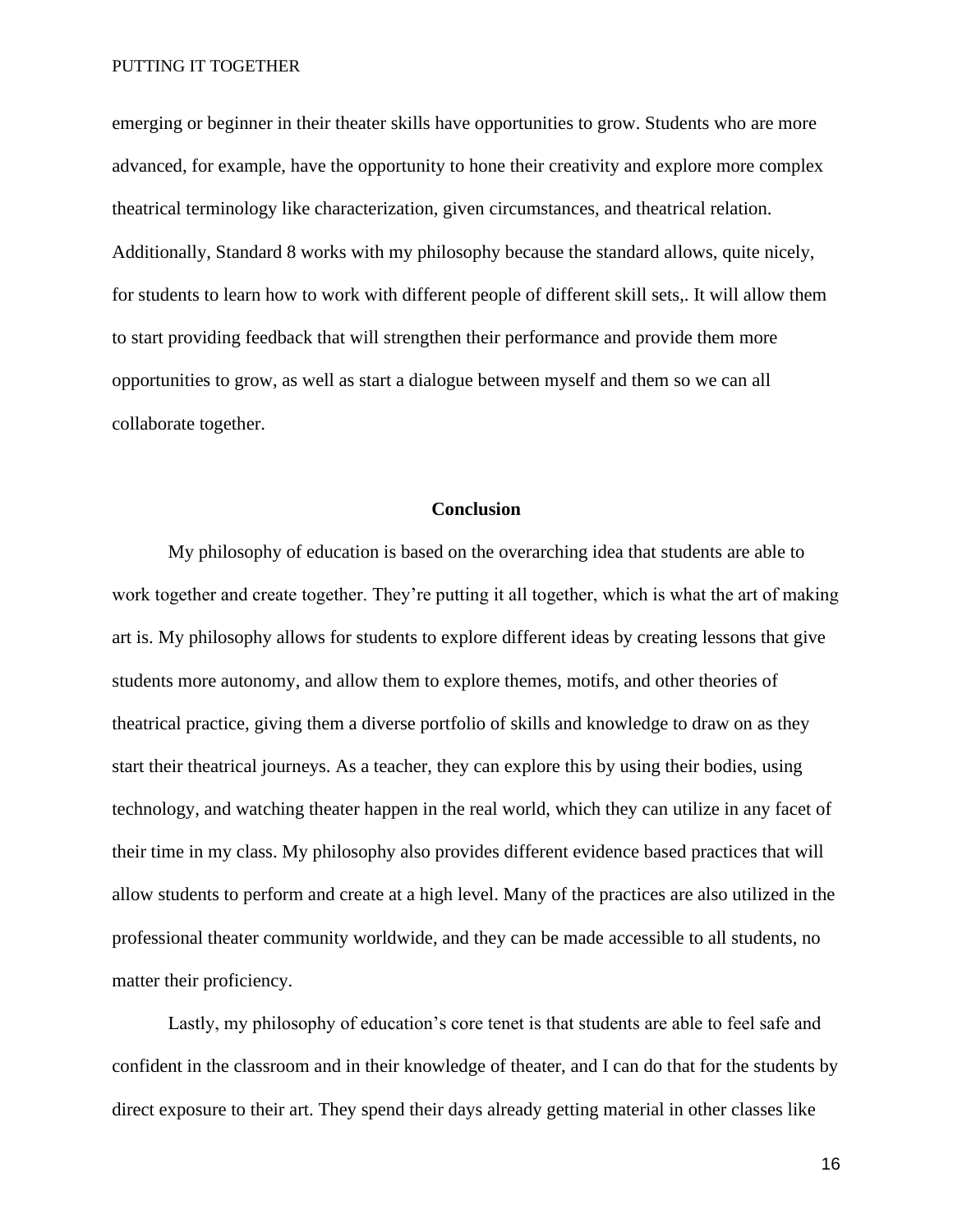emerging or beginner in their theater skills have opportunities to grow. Students who are more advanced, for example, have the opportunity to hone their creativity and explore more complex theatrical terminology like characterization, given circumstances, and theatrical relation. Additionally, Standard 8 works with my philosophy because the standard allows, quite nicely, for students to learn how to work with different people of different skill sets,. It will allow them to start providing feedback that will strengthen their performance and provide them more opportunities to grow, as well as start a dialogue between myself and them so we can all collaborate together.

## Conclusion

My philosophy of education is based on the overarching idea that students are able to work together and create together. They're putting it all together, which is what the art of making art is. My philosophy allows for students to explore different ideas by creating lessons that give students more autonomy, and allow them to explore themes, motifs, and other theories of theatrical practice, giving them a diverse portfolio of skills and knowledge to draw on as they start their theatrical journeys. As a teacher, they can explore this by using their bodies, using technology, and watching theater happen in the real world, which they can utilize in any facet of their time in my class. My philosophy also provides different evidence based practices that will allow students to perform and create at a high level. Many of the practices are also utilized in the professional theater community worldwide, and they can be made accessible to all students, no matter their proficiency.

Lastly, my philosophy of education's core tenet is that students are able to feel safe and confident in the classroom and in their knowledge of theater, and I can do that for the students by direct exposure to their art. They spend their days already getting material in other classes like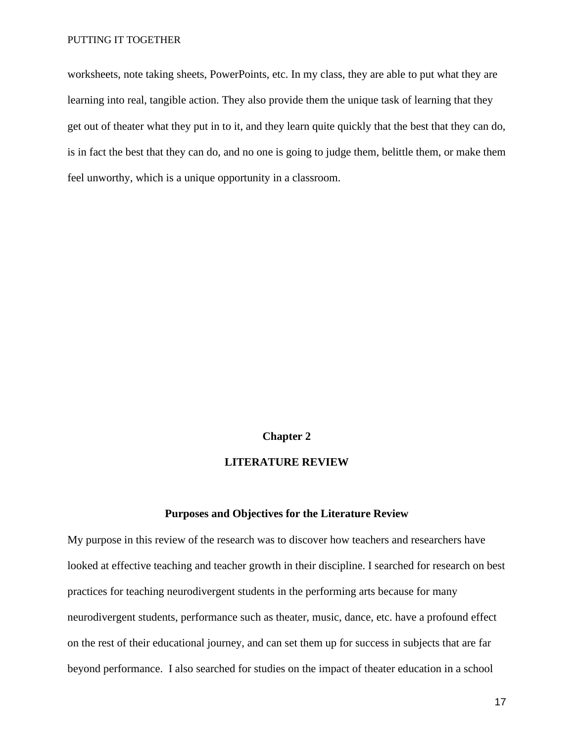worksheets, note taking sheets, PowerPoints, etc. In my class, they are able to put what they are learning into real, tangible action. They also provide them the unique task of learning that they get out of theater what they put in to it, and they learn quite quickly that the best that they can do, is in fact the best that they can do, and no one is going to judge them, belittle them, or make them feel unworthy, which is a unique opportunity in a classroom.

# Chapter 2

# LITERATURE REVIEW

## Purposes and Objectives for the Literature Review

My purpose in this review of the research was to discover how teachers and researchers have looked at effective teaching and teacher growth in their discipline. I searched for research on best practices for teaching neurodivergent students in the performing arts because for many neurodivergent students, performance such as theater, music, dance, etc. have a profound effect on the rest of their educational journey, and can set them up for success in subjects that are far beyond performance.  I also searched for studies on the impact of theater education in a school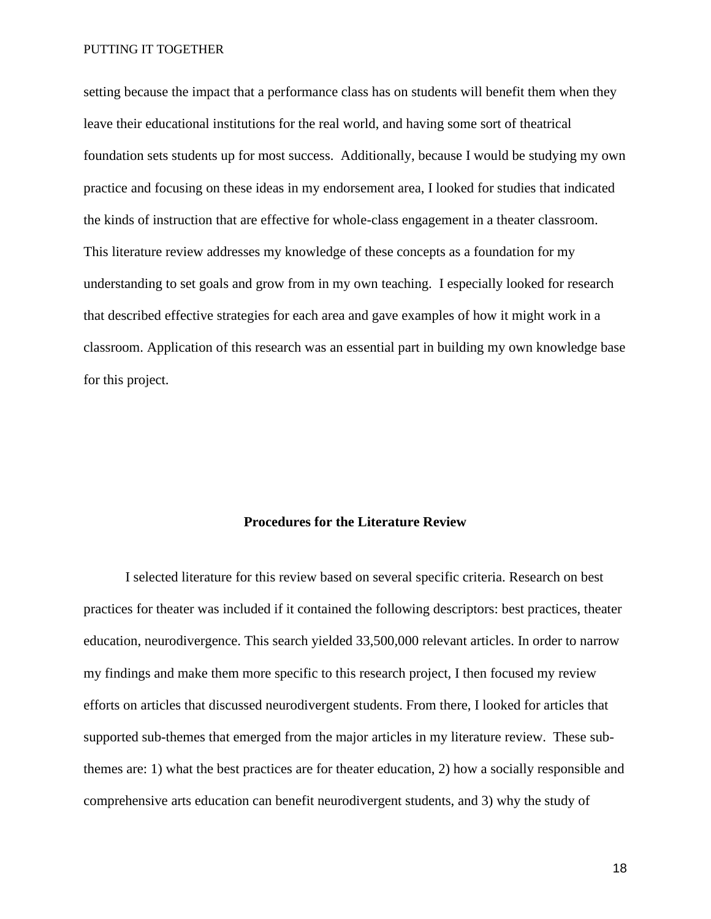setting because the impact that a performance class has on students will benefit them when they leave their educational institutions for the real world, and having some sort of theatrical foundation sets students up for most success. Additionally, because I would be studying my own practice and focusing on these ideas in my endorsement area, I looked for studies that indicated the kinds of instruction that are effective for whole-class engagement in a theater classroom. This literature review addresses my knowledge of these concepts as a foundation for my understanding to set goals and grow from in my own teaching. I especially looked for research that described effective strategies for each area and gave examples of how it might work in a classroom. Application of this research was an essential part in building my own knowledge base for this project.

## Procedures for the Literature Review

I selected literature for this review based on several specific criteria. Research on best practices for theater was included if it contained the following descriptors: best practices, theater education, neurodivergence. This search yielded 33,500,000 relevant articles. In order to narrow my findings and make them more specific to this research project, I then focused my review efforts on articles that discussed neurodivergent students. From there, I looked for articles that supported sub-themes that emerged from the major articles in my literature review. These sub-themes are: 1) what the best practices are for theater education, 2) how a socially responsible and comprehensive arts education can benefit neurodivergent students, and 3) why the study of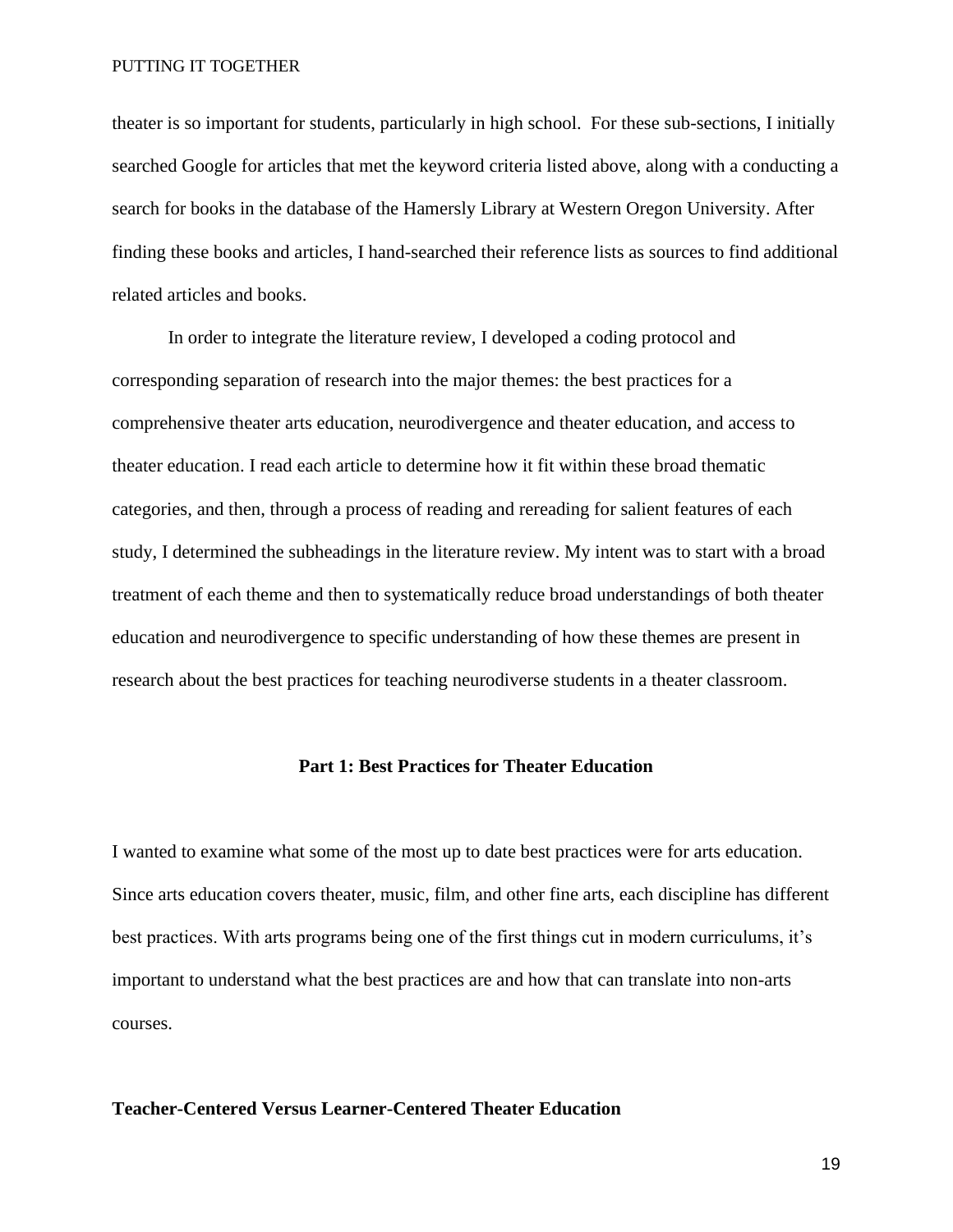theater is so important for students, particularly in high school. For these sub-sections, I initially searched Google for articles that met the keyword criteria listed above, along with a conducting a search for books in the database of the Hamersly Library at Western Oregon University. After finding these books and articles, I hand-searched their reference lists as sources to find additional related articles and books.

In order to integrate the literature review, I developed a coding protocol and corresponding separation of research into the major themes: the best practices for a comprehensive theater arts education, neurodivergence and theater education, and access to theater education. I read each article to determine how it fit within these broad thematic categories, and then, through a process of reading and rereading for salient features of each study, I determined the subheadings in the literature review. My intent was to start with a broad treatment of each theme and then to systematically reduce broad understandings of both theater education and neurodivergence to specific understanding of how these themes are present in research about the best practices for teaching neurodiverse students in a theater classroom.

## Part 1: Best Practices for Theater Education

I wanted to examine what some of the most up to date best practices were for arts education. Since arts education covers theater, music, film, and other fine arts, each discipline has different best practices. With arts programs being one of the first things cut in modern curriculums, it's important to understand what the best practices are and how that can translate into non-arts courses.

### Teacher-Centered Versus Learner-Centered Theater Education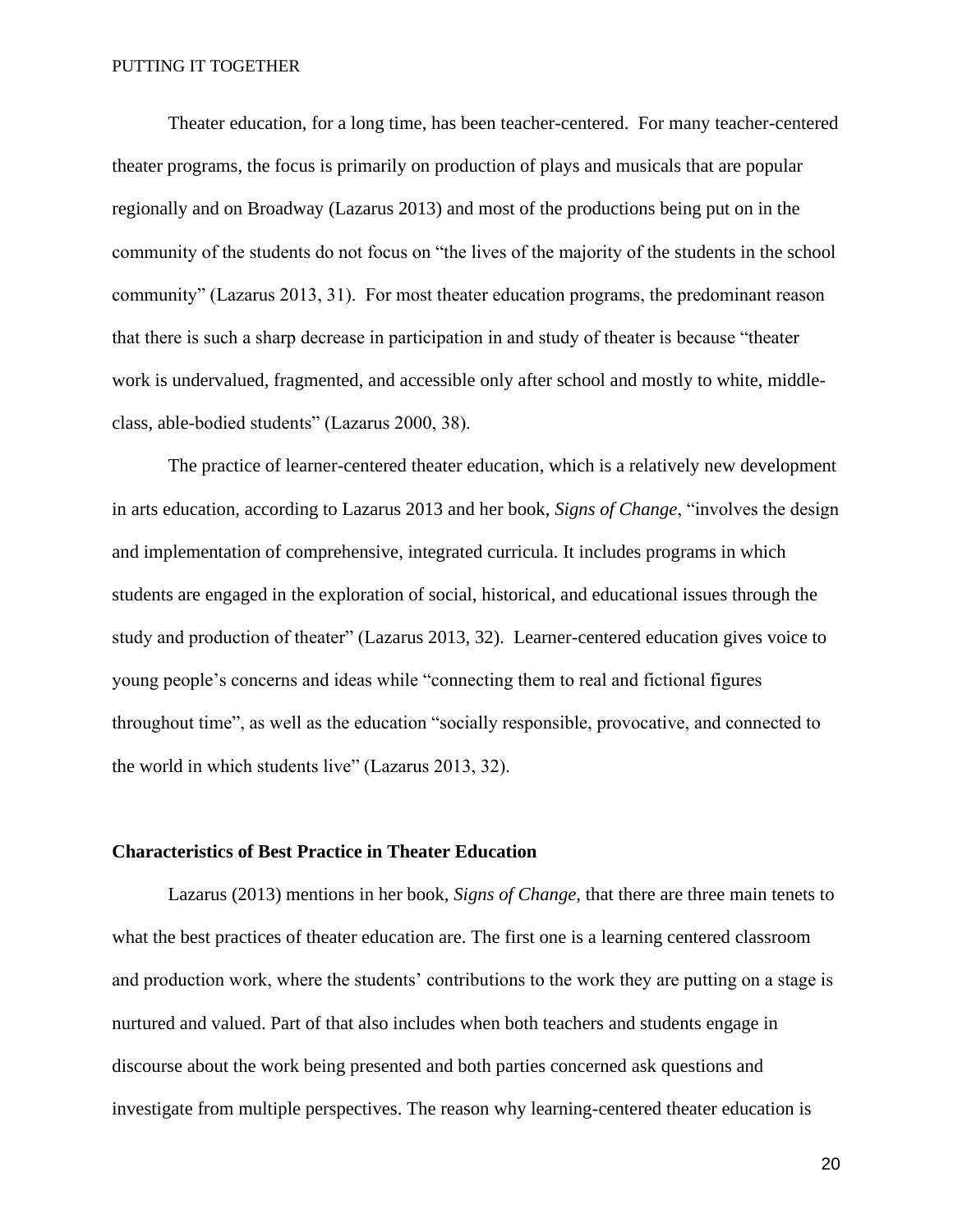Theater education, for a long time, has been teacher-centered. For many teacher-centered theater programs, the focus is primarily on production of plays and musicals that are popular regionally and on Broadway (Lazarus 2013) and most of the productions being put on in the community of the students do not focus on “the lives of the majority of the students in the school community” (Lazarus 2013, 31). For most theater education programs, the predominant reason that there is such a sharp decrease in participation in and study of theater is because “theater work is undervalued, fragmented, and accessible only after school and mostly to white, middle-class, able-bodied students” (Lazarus 2000, 38).

The practice of learner-centered theater education, which is a relatively new development in arts education, according to Lazarus 2013 and her book, *Signs of Change*, “involves the design and implementation of comprehensive, integrated curricula. It includes programs in which students are engaged in the exploration of social, historical, and educational issues through the study and production of theater” (Lazarus 2013, 32). Learner-centered education gives voice to young people’s concerns and ideas while “connecting them to real and fictional figures throughout time”, as well as the education “socially responsible, provocative, and connected to the world in which students live” (Lazarus 2013, 32).

**Characteristics of Best Practice in Theater Education**

Lazarus (2013) mentions in her book, *Signs of Change*, that there are three main tenets to what the best practices of theater education are. The first one is a learning centered classroom and production work, where the students’ contributions to the work they are putting on a stage is nurtured and valued. Part of that also includes when both teachers and students engage in discourse about the work being presented and both parties concerned ask questions and investigate from multiple perspectives. The reason why learning-centered theater education is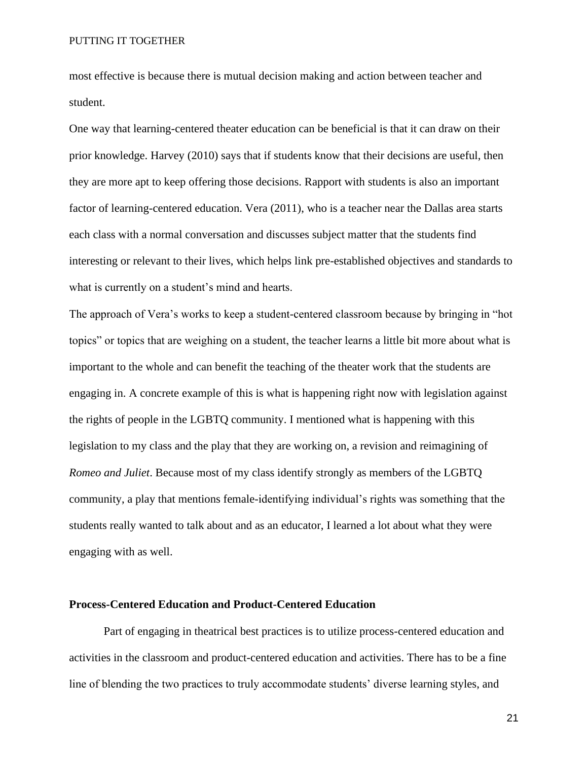most effective is because there is mutual decision making and action between teacher and student.

One way that learning-centered theater education can be beneficial is that it can draw on their prior knowledge. Harvey (2010) says that if students know that their decisions are useful, then they are more apt to keep offering those decisions. Rapport with students is also an important factor of learning-centered education. Vera (2011), who is a teacher near the Dallas area starts each class with a normal conversation and discusses subject matter that the students find interesting or relevant to their lives, which helps link pre-established objectives and standards to what is currently on a student's mind and hearts.

The approach of Vera's works to keep a student-centered classroom because by bringing in "hot topics" or topics that are weighing on a student, the teacher learns a little bit more about what is important to the whole and can benefit the teaching of the theater work that the students are engaging in. A concrete example of this is what is happening right now with legislation against the rights of people in the LGBTQ community. I mentioned what is happening with this legislation to my class and the play that they are working on, a revision and reimagining of *Romeo and Juliet*. Because most of my class identify strongly as members of the LGBTQ community, a play that mentions female-identifying individual's rights was something that the students really wanted to talk about and as an educator, I learned a lot about what they were engaging with as well.

### Process-Centered Education and Product-Centered Education

Part of engaging in theatrical best practices is to utilize process-centered education and activities in the classroom and product-centered education and activities. There has to be a fine line of blending the two practices to truly accommodate students' diverse learning styles, and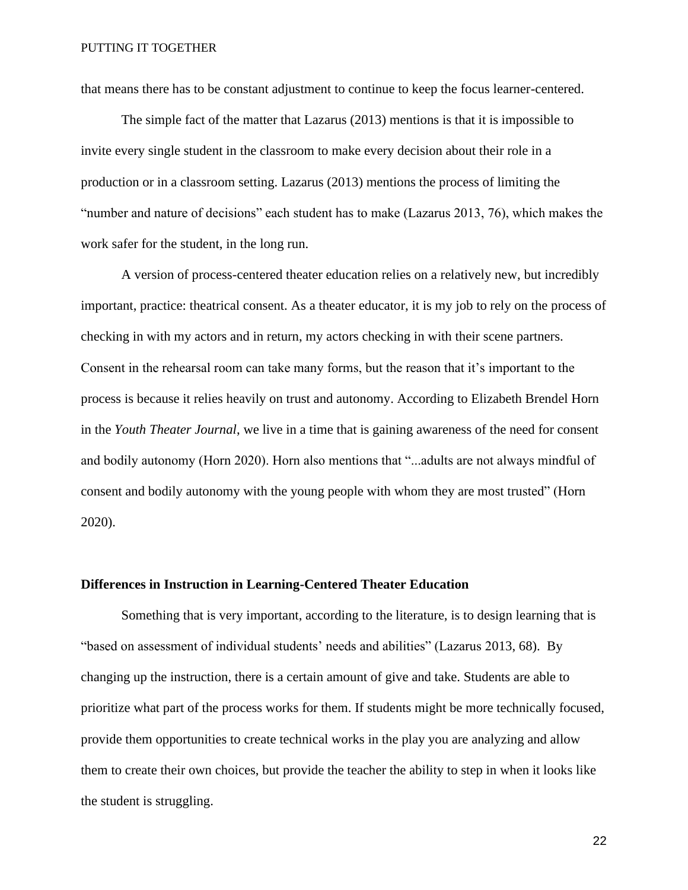that means there has to be constant adjustment to continue to keep the focus learner-centered.

The simple fact of the matter that Lazarus (2013) mentions is that it is impossible to invite every single student in the classroom to make every decision about their role in a production or in a classroom setting. Lazarus (2013) mentions the process of limiting the "number and nature of decisions" each student has to make (Lazarus 2013, 76), which makes the work safer for the student, in the long run.

A version of process-centered theater education relies on a relatively new, but incredibly important, practice: theatrical consent. As a theater educator, it is my job to rely on the process of checking in with my actors and in return, my actors checking in with their scene partners. Consent in the rehearsal room can take many forms, but the reason that it's important to the process is because it relies heavily on trust and autonomy. According to Elizabeth Brendel Horn in the *Youth Theater Journal*, we live in a time that is gaining awareness of the need for consent and bodily autonomy (Horn 2020). Horn also mentions that "...adults are not always mindful of consent and bodily autonomy with the young people with whom they are most trusted" (Horn 2020).

### Differences in Instruction in Learning-Centered Theater Education

Something that is very important, according to the literature, is to design learning that is "based on assessment of individual students' needs and abilities" (Lazarus 2013, 68). By changing up the instruction, there is a certain amount of give and take. Students are able to prioritize what part of the process works for them. If students might be more technically focused, provide them opportunities to create technical works in the play you are analyzing and allow them to create their own choices, but provide the teacher the ability to step in when it looks like the student is struggling.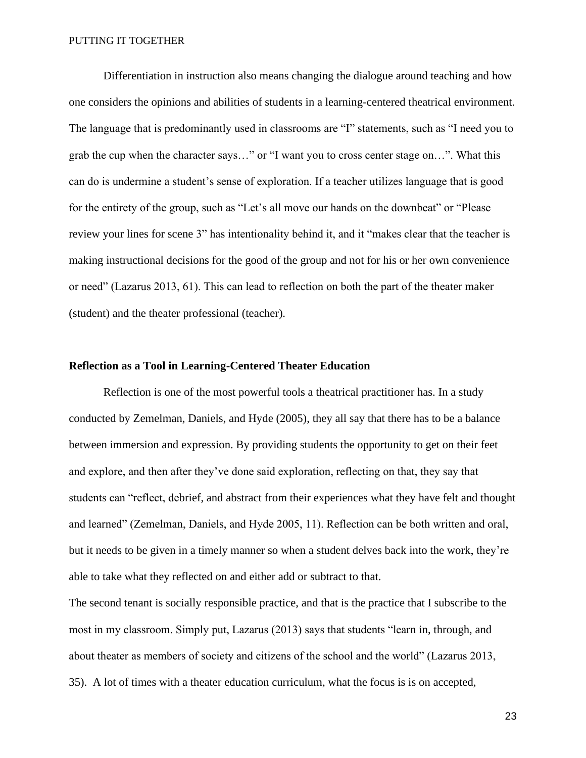Differentiation in instruction also means changing the dialogue around teaching and how one considers the opinions and abilities of students in a learning-centered theatrical environment. The language that is predominantly used in classrooms are "I" statements, such as "I need you to grab the cup when the character says…" or "I want you to cross center stage on…". What this can do is undermine a student's sense of exploration. If a teacher utilizes language that is good for the entirety of the group, such as "Let's all move our hands on the downbeat" or "Please review your lines for scene 3" has intentionality behind it, and it "makes clear that the teacher is making instructional decisions for the good of the group and not for his or her own convenience or need" (Lazarus 2013, 61). This can lead to reflection on both the part of the theater maker (student) and the theater professional (teacher).

### Reflection as a Tool in Learning-Centered Theater Education

Reflection is one of the most powerful tools a theatrical practitioner has. In a study conducted by Zemelman, Daniels, and Hyde (2005), they all say that there has to be a balance between immersion and expression. By providing students the opportunity to get on their feet and explore, and then after they've done said exploration, reflecting on that, they say that students can "reflect, debrief, and abstract from their experiences what they have felt and thought and learned" (Zemelman, Daniels, and Hyde 2005, 11). Reflection can be both written and oral, but it needs to be given in a timely manner so when a student delves back into the work, they're able to take what they reflected on and either add or subtract to that.

The second tenant is socially responsible practice, and that is the practice that I subscribe to the most in my classroom. Simply put, Lazarus (2013) says that students "learn in, through, and about theater as members of society and citizens of the school and the world" (Lazarus 2013, 35). A lot of times with a theater education curriculum, what the focus is is on accepted,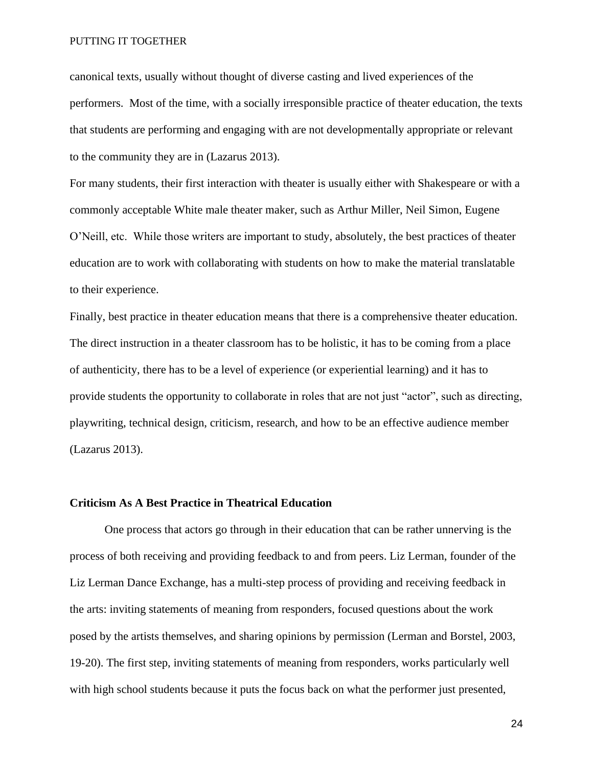canonical texts, usually without thought of diverse casting and lived experiences of the performers. Most of the time, with a socially irresponsible practice of theater education, the texts that students are performing and engaging with are not developmentally appropriate or relevant to the community they are in (Lazarus 2013).

For many students, their first interaction with theater is usually either with Shakespeare or with a commonly acceptable White male theater maker, such as Arthur Miller, Neil Simon, Eugene O'Neill, etc. While those writers are important to study, absolutely, the best practices of theater education are to work with collaborating with students on how to make the material translatable to their experience.

Finally, best practice in theater education means that there is a comprehensive theater education. The direct instruction in a theater classroom has to be holistic, it has to be coming from a place of authenticity, there has to be a level of experience (or experiential learning) and it has to provide students the opportunity to collaborate in roles that are not just "actor", such as directing, playwriting, technical design, criticism, research, and how to be an effective audience member (Lazarus 2013).

**Criticism As A Best Practice in Theatrical Education**

One process that actors go through in their education that can be rather unnerving is the process of both receiving and providing feedback to and from peers. Liz Lerman, founder of the Liz Lerman Dance Exchange, has a multi-step process of providing and receiving feedback in the arts: inviting statements of meaning from responders, focused questions about the work posed by the artists themselves, and sharing opinions by permission (Lerman and Borstel, 2003, 19-20). The first step, inviting statements of meaning from responders, works particularly well with high school students because it puts the focus back on what the performer just presented,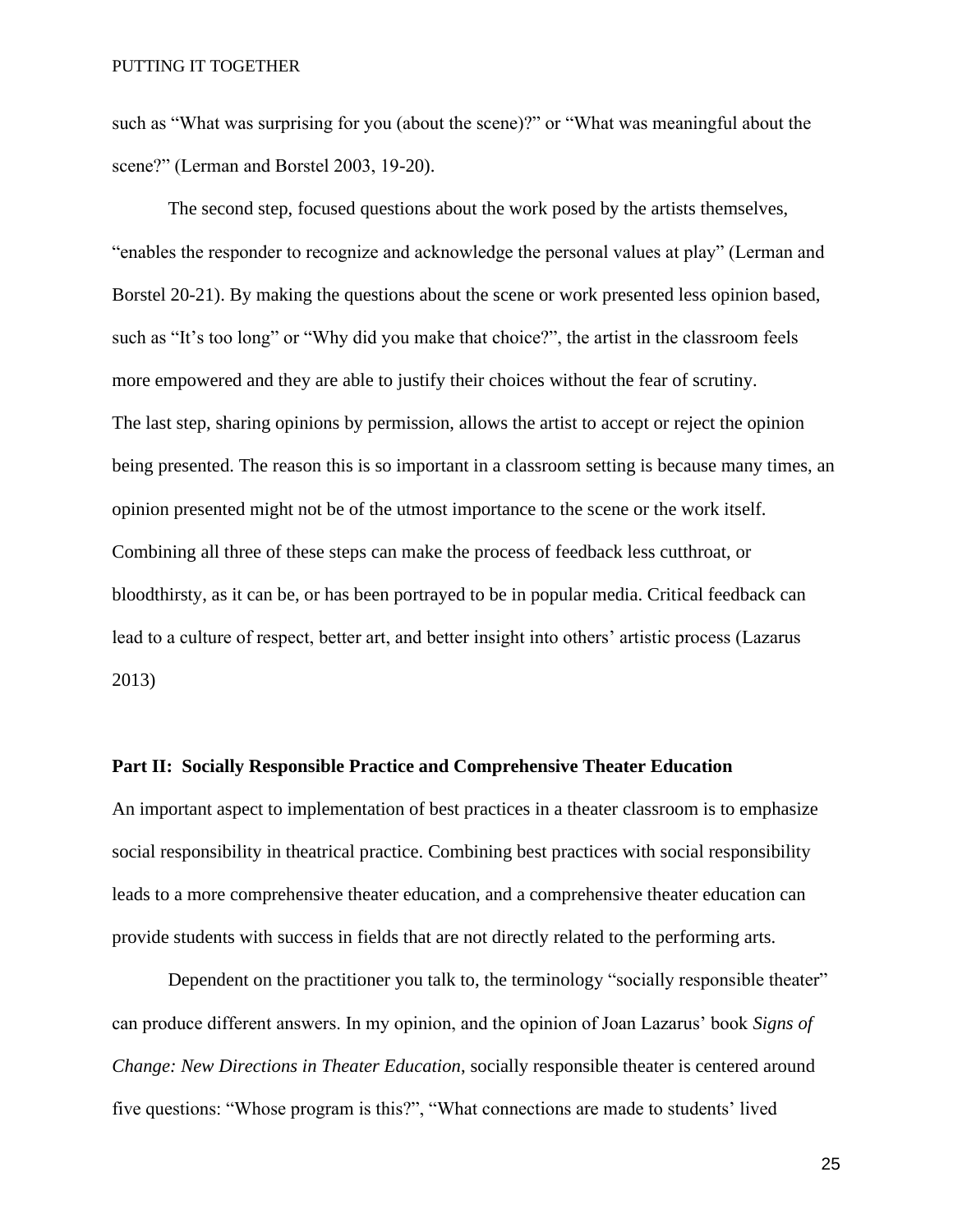such as “What was surprising for you (about the scene)?” or “What was meaningful about the scene?” (Lerman and Borstel 2003, 19-20).

The second step, focused questions about the work posed by the artists themselves, “enables the responder to recognize and acknowledge the personal values at play” (Lerman and Borstel 20-21). By making the questions about the scene or work presented less opinion based, such as “It’s too long” or “Why did you make that choice?”, the artist in the classroom feels more empowered and they are able to justify their choices without the fear of scrutiny.

The last step, sharing opinions by permission, allows the artist to accept or reject the opinion being presented. The reason this is so important in a classroom setting is because many times, an opinion presented might not be of the utmost importance to the scene or the work itself. Combining all three of these steps can make the process of feedback less cutthroat, or bloodthirsty, as it can be, or has been portrayed to be in popular media. Critical feedback can lead to a culture of respect, better art, and better insight into others’ artistic process (Lazarus 2013)

**Part II: Socially Responsible Practice and Comprehensive Theater Education**

An important aspect to implementation of best practices in a theater classroom is to emphasize social responsibility in theatrical practice. Combining best practices with social responsibility leads to a more comprehensive theater education, and a comprehensive theater education can provide students with success in fields that are not directly related to the performing arts.

Dependent on the practitioner you talk to, the terminology “socially responsible theater” can produce different answers. In my opinion, and the opinion of Joan Lazarus’ book *Signs of Change: New Directions in Theater Education*, socially responsible theater is centered around five questions: “Whose program is this?”, “What connections are made to students’ lived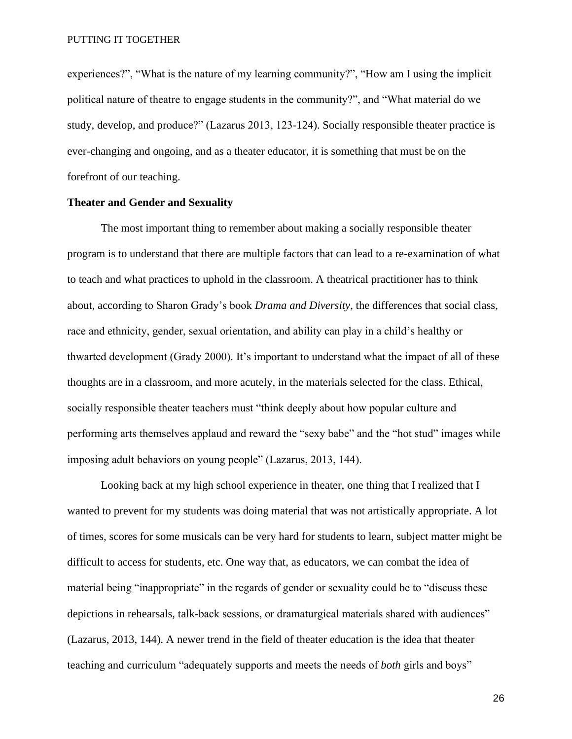experiences?", "What is the nature of my learning community?", "How am I using the implicit political nature of theatre to engage students in the community?", and "What material do we study, develop, and produce?" (Lazarus 2013, 123-124). Socially responsible theater practice is ever-changing and ongoing, and as a theater educator, it is something that must be on the forefront of our teaching.

**Theater and Gender and Sexuality**

The most important thing to remember about making a socially responsible theater program is to understand that there are multiple factors that can lead to a re-examination of what to teach and what practices to uphold in the classroom. A theatrical practitioner has to think about, according to Sharon Grady's book *Drama and Diversity*, the differences that social class, race and ethnicity, gender, sexual orientation, and ability can play in a child's healthy or thwarted development (Grady 2000). It's important to understand what the impact of all of these thoughts are in a classroom, and more acutely, in the materials selected for the class. Ethical, socially responsible theater teachers must "think deeply about how popular culture and performing arts themselves applaud and reward the "sexy babe" and the "hot stud" images while imposing adult behaviors on young people" (Lazarus, 2013, 144).

Looking back at my high school experience in theater, one thing that I realized that I wanted to prevent for my students was doing material that was not artistically appropriate. A lot of times, scores for some musicals can be very hard for students to learn, subject matter might be difficult to access for students, etc. One way that, as educators, we can combat the idea of material being "inappropriate" in the regards of gender or sexuality could be to "discuss these depictions in rehearsals, talk-back sessions, or dramaturgical materials shared with audiences" (Lazarus, 2013, 144). A newer trend in the field of theater education is the idea that theater teaching and curriculum "adequately supports and meets the needs of *both* girls and boys"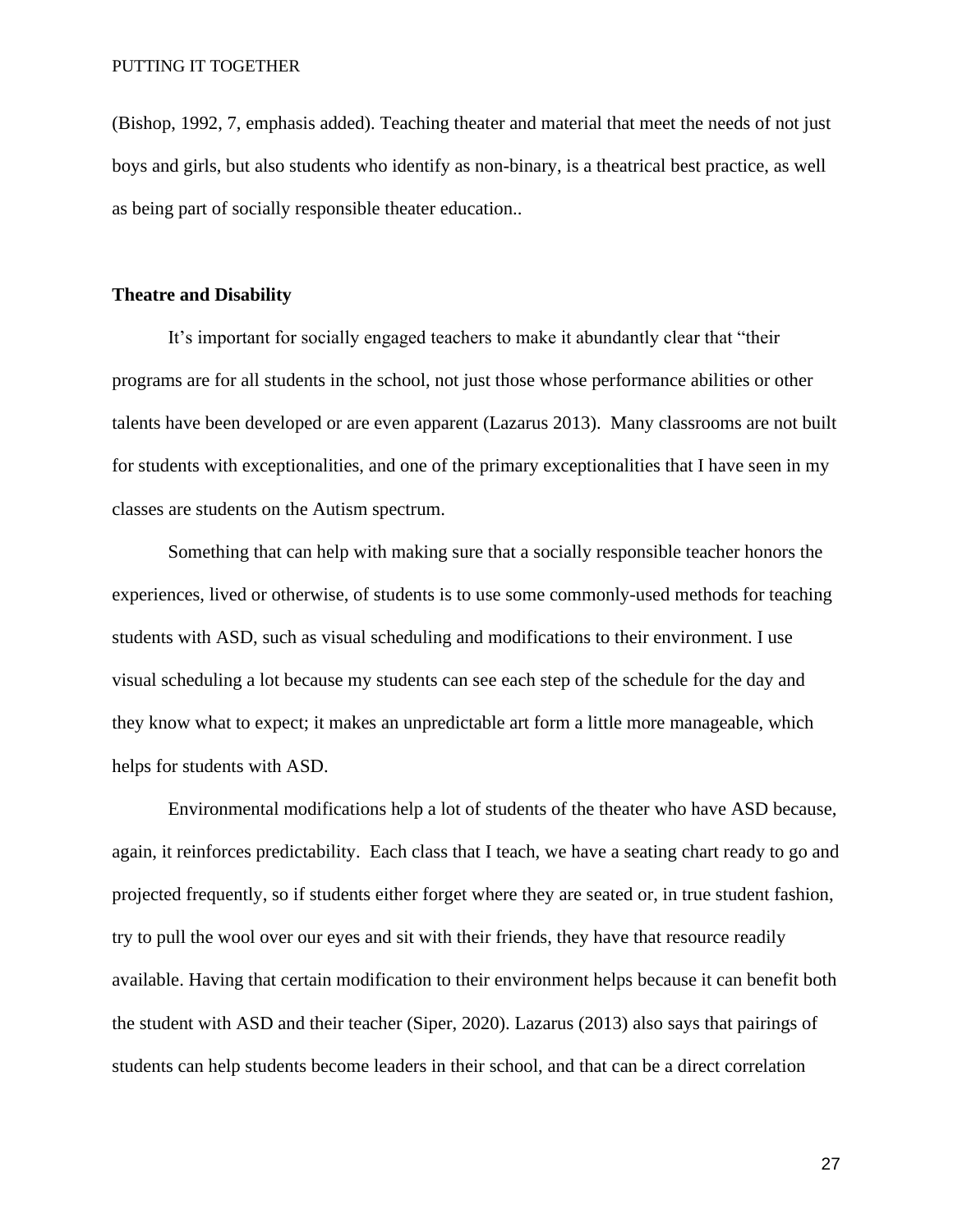(Bishop, 1992, 7, emphasis added). Teaching theater and material that meet the needs of not just boys and girls, but also students who identify as non-binary, is a theatrical best practice, as well as being part of socially responsible theater education..

**Theatre and Disability**

It's important for socially engaged teachers to make it abundantly clear that "their programs are for all students in the school, not just those whose performance abilities or other talents have been developed or are even apparent (Lazarus 2013). Many classrooms are not built for students with exceptionalities, and one of the primary exceptionalities that I have seen in my classes are students on the Autism spectrum.

Something that can help with making sure that a socially responsible teacher honors the experiences, lived or otherwise, of students is to use some commonly-used methods for teaching students with ASD, such as visual scheduling and modifications to their environment. I use visual scheduling a lot because my students can see each step of the schedule for the day and they know what to expect; it makes an unpredictable art form a little more manageable, which helps for students with ASD.

Environmental modifications help a lot of students of the theater who have ASD because, again, it reinforces predictability. Each class that I teach, we have a seating chart ready to go and projected frequently, so if students either forget where they are seated or, in true student fashion, try to pull the wool over our eyes and sit with their friends, they have that resource readily available. Having that certain modification to their environment helps because it can benefit both the student with ASD and their teacher (Siper, 2020). Lazarus (2013) also says that pairings of students can help students become leaders in their school, and that can be a direct correlation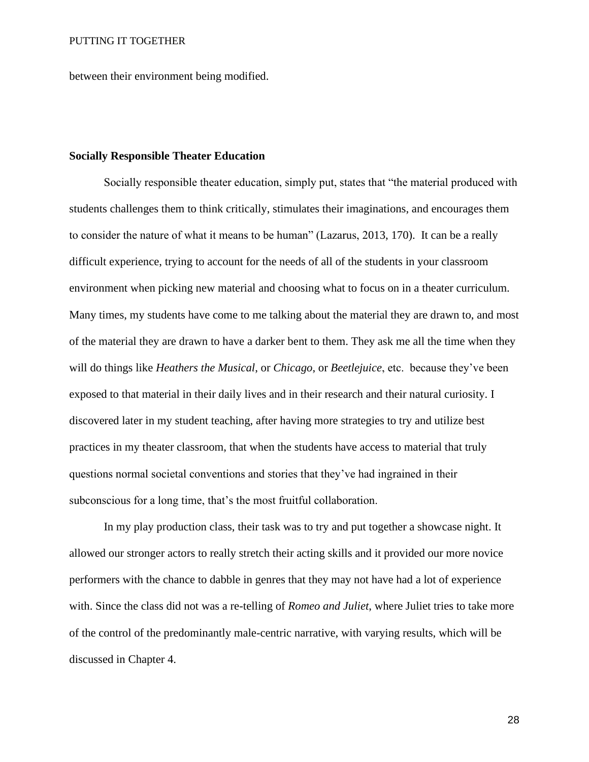between their environment being modified.

**Socially Responsible Theater Education**

Socially responsible theater education, simply put, states that "the material produced with students challenges them to think critically, stimulates their imaginations, and encourages them to consider the nature of what it means to be human" (Lazarus, 2013, 170). It can be a really difficult experience, trying to account for the needs of all of the students in your classroom environment when picking new material and choosing what to focus on in a theater curriculum. Many times, my students have come to me talking about the material they are drawn to, and most of the material they are drawn to have a darker bent to them. They ask me all the time when they will do things like *Heathers the Musical*, or *Chicago*, or *Beetlejuice*, etc. because they've been exposed to that material in their daily lives and in their research and their natural curiosity. I discovered later in my student teaching, after having more strategies to try and utilize best practices in my theater classroom, that when the students have access to material that truly questions normal societal conventions and stories that they've had ingrained in their subconscious for a long time, that's the most fruitful collaboration.

In my play production class, their task was to try and put together a showcase night. It allowed our stronger actors to really stretch their acting skills and it provided our more novice performers with the chance to dabble in genres that they may not have had a lot of experience with. Since the class did not was a re-telling of *Romeo and Juliet*, where Juliet tries to take more of the control of the predominantly male-centric narrative, with varying results, which will be discussed in Chapter 4.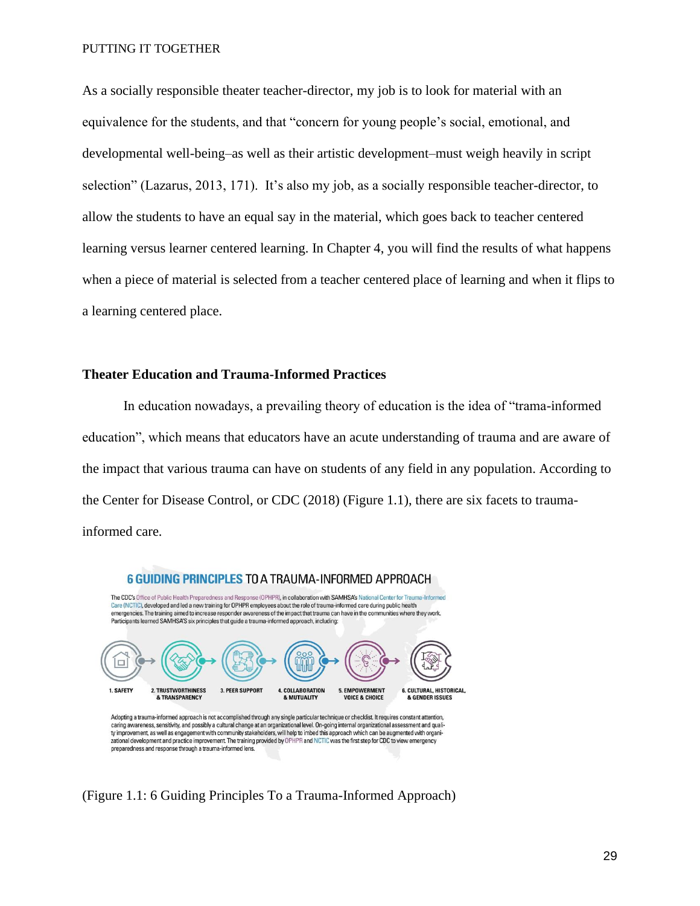As a socially responsible theater teacher-director, my job is to look for material with an equivalence for the students, and that "concern for young people's social, emotional, and developmental well-being–as well as their artistic development–must weigh heavily in script selection" (Lazarus, 2013, 171). It's also my job, as a socially responsible teacher-director, to allow the students to have an equal say in the material, which goes back to teacher centered learning versus learner centered learning. In Chapter 4, you will find the results of what happens when a piece of material is selected from a teacher centered place of learning and when it flips to a learning centered place.

### Theater Education and Trauma-Informed Practices

In education nowadays, a prevailing theory of education is the idea of "trama-informed education", which means that educators have an acute understanding of trauma and are aware of the impact that various trauma can have on students of any field in any population. According to the Center for Disease Control, or CDC (2018) (Figure 1.1), there are six facets to trauma-informed care.

6 GUIDING PRINCIPLES TO A TRAUMA-INFORMED APPROACH

The CDC's Office of Public Health Preparedness and Response (OPHPR), in collaboration with SAMHSA's National Center for Trauma-Informed Care (NCTIC), developed and led a new training for OPHPR employees about the role of trauma-informed care during public health emergencies. The training aimed to increase responder awareness of the impact that trauma can have in the communities where they work. Participants learned SAMHSA'S six principles that guide a trauma-informed approach, including:

1. SAFETY
2. TRUSTWORTHINESS & TRANSPARENCY
3. PEER SUPPORT
4. COLLABORATION & MUTUALITY
5. EMPOWERMENT VOICE & CHOICE
6. CULTURAL, HISTORICAL, & GENDER ISSUES

Adopting a trauma-informed approach is not accomplished through any single particular technique or checklist. It requires constant attention, caring awareness, sensitivity, and possibly a cultural change at an organizational level. On-going internal organizational assessment and quality improvement, as well as engagement with community stakeholders, will help to imbed this approach which can be augmented with organizational development and practice improvement. The training provided by OPHPR and NCTIC was the first step for CDC to view emergency preparedness and response through a trauma-informed lens.

(Figure 1.1: 6 Guiding Principles To a Trauma-Informed Approach)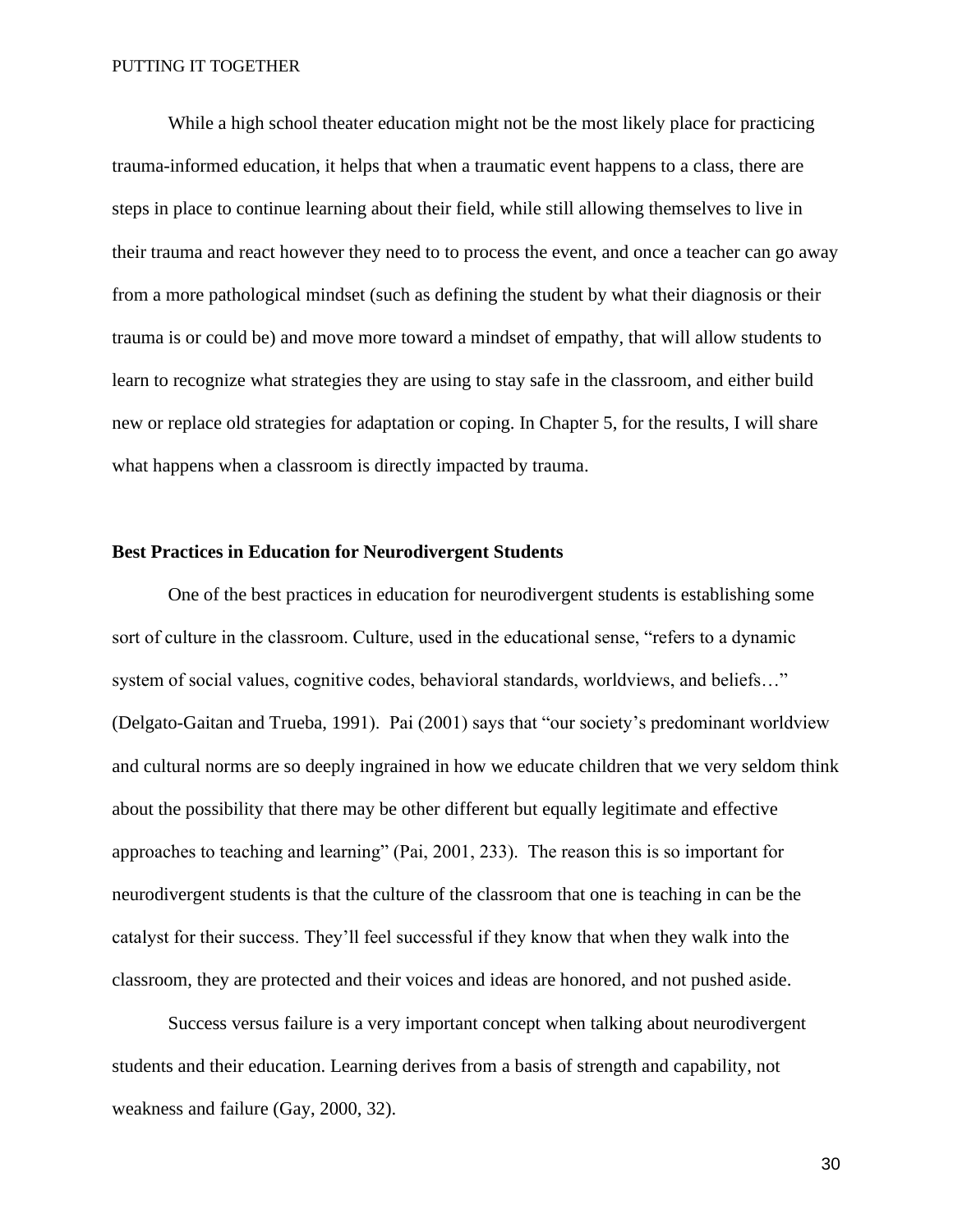While a high school theater education might not be the most likely place for practicing trauma-informed education, it helps that when a traumatic event happens to a class, there are steps in place to continue learning about their field, while still allowing themselves to live in their trauma and react however they need to to process the event, and once a teacher can go away from a more pathological mindset (such as defining the student by what their diagnosis or their trauma is or could be) and move more toward a mindset of empathy, that will allow students to learn to recognize what strategies they are using to stay safe in the classroom, and either build new or replace old strategies for adaptation or coping. In Chapter 5, for the results, I will share what happens when a classroom is directly impacted by trauma.

## Best Practices in Education for Neurodivergent Students

One of the best practices in education for neurodivergent students is establishing some sort of culture in the classroom. Culture, used in the educational sense, "refers to a dynamic system of social values, cognitive codes, behavioral standards, worldviews, and beliefs…" (Delgato-Gaitan and Trueba, 1991). Pai (2001) says that "our society's predominant worldview and cultural norms are so deeply ingrained in how we educate children that we very seldom think about the possibility that there may be other different but equally legitimate and effective approaches to teaching and learning" (Pai, 2001, 233). The reason this is so important for neurodivergent students is that the culture of the classroom that one is teaching in can be the catalyst for their success. They'll feel successful if they know that when they walk into the classroom, they are protected and their voices and ideas are honored, and not pushed aside.

Success versus failure is a very important concept when talking about neurodivergent students and their education. Learning derives from a basis of strength and capability, not weakness and failure (Gay, 2000, 32).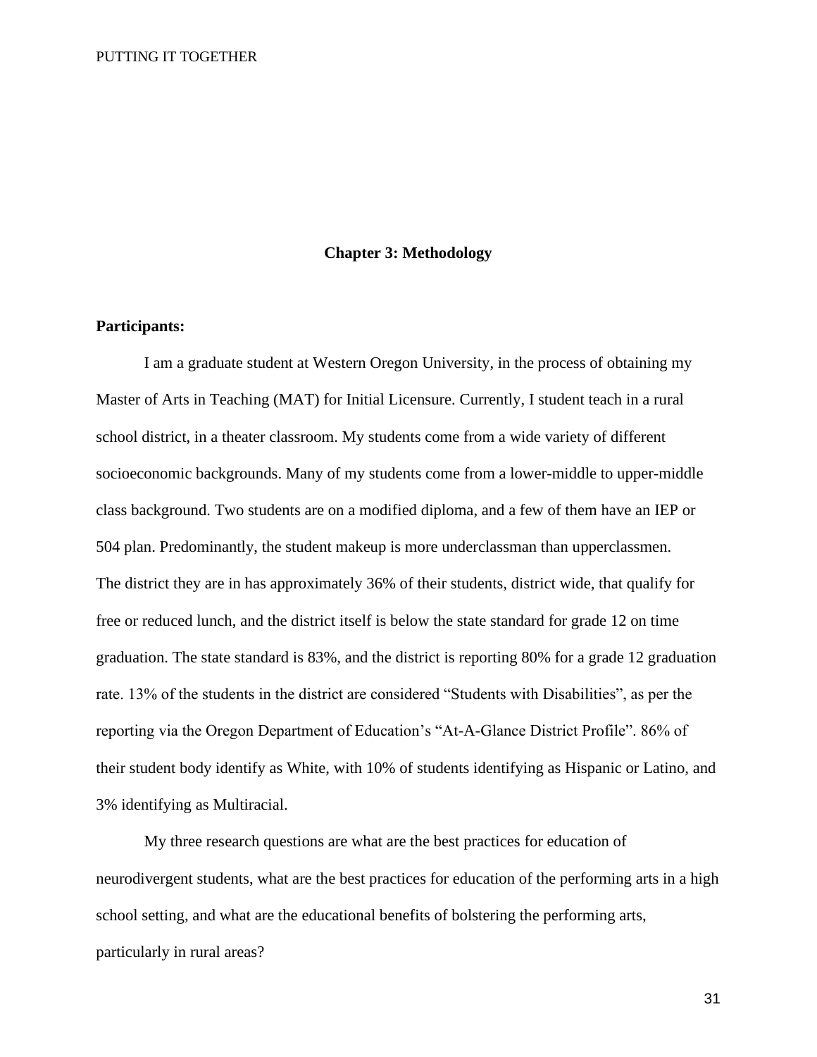## Chapter 3: Methodology

**Participants:**

I am a graduate student at Western Oregon University, in the process of obtaining my Master of Arts in Teaching (MAT) for Initial Licensure. Currently, I student teach in a rural school district, in a theater classroom. My students come from a wide variety of different socioeconomic backgrounds. Many of my students come from a lower-middle to upper-middle class background. Two students are on a modified diploma, and a few of them have an IEP or 504 plan. Predominantly, the student makeup is more underclassman than upperclassmen. The district they are in has approximately 36% of their students, district wide, that qualify for free or reduced lunch, and the district itself is below the state standard for grade 12 on time graduation. The state standard is 83%, and the district is reporting 80% for a grade 12 graduation rate. 13% of the students in the district are considered "Students with Disabilities", as per the reporting via the Oregon Department of Education's "At-A-Glance District Profile". 86% of their student body identify as White, with 10% of students identifying as Hispanic or Latino, and 3% identifying as Multiracial.

My three research questions are what are the best practices for education of neurodivergent students, what are the best practices for education of the performing arts in a high school setting, and what are the educational benefits of bolstering the performing arts, particularly in rural areas?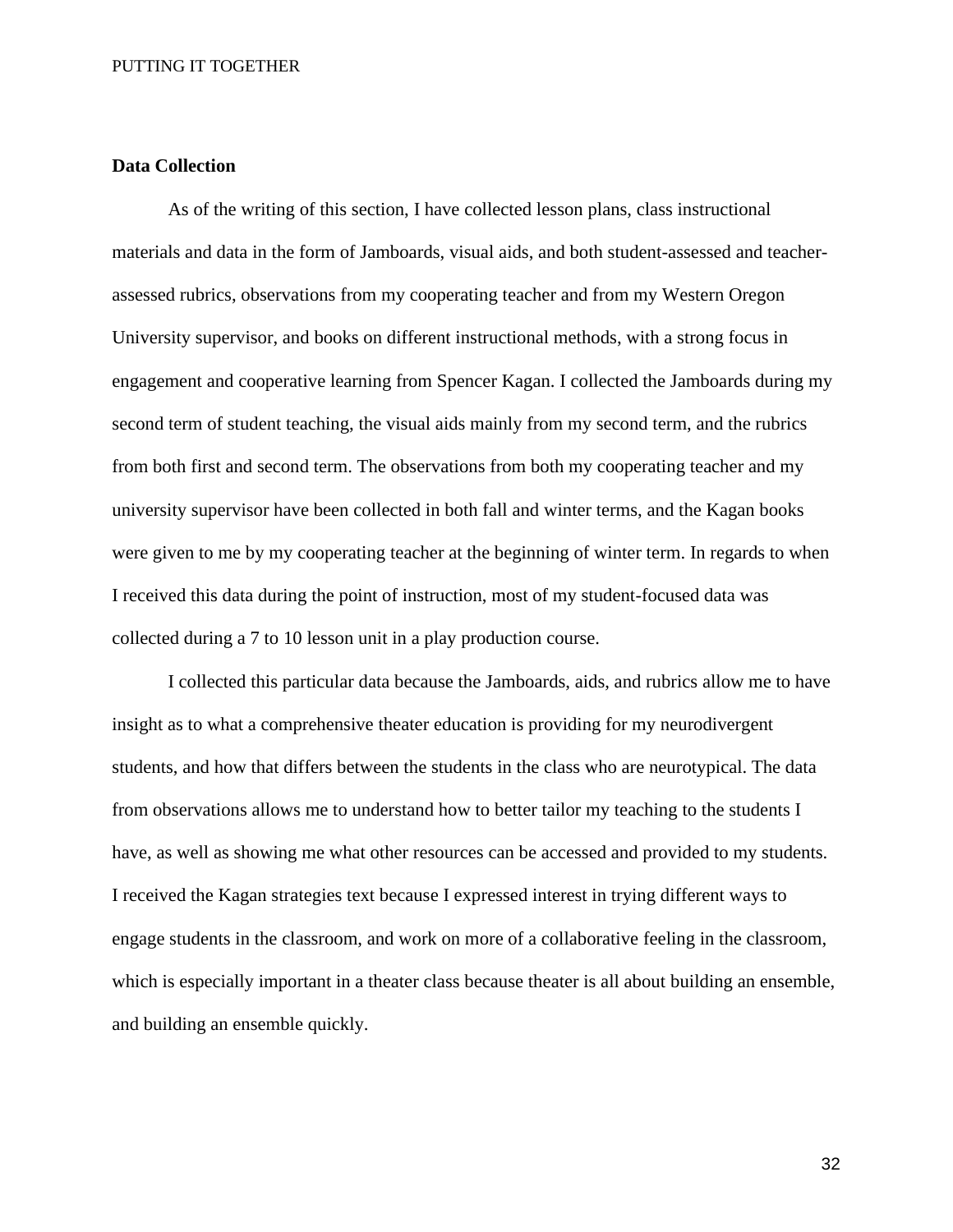**Data Collection**

As of the writing of this section, I have collected lesson plans, class instructional materials and data in the form of Jamboards, visual aids, and both student-assessed and teacher-assessed rubrics, observations from my cooperating teacher and from my Western Oregon University supervisor, and books on different instructional methods, with a strong focus in engagement and cooperative learning from Spencer Kagan. I collected the Jamboards during my second term of student teaching, the visual aids mainly from my second term, and the rubrics from both first and second term. The observations from both my cooperating teacher and my university supervisor have been collected in both fall and winter terms, and the Kagan books were given to me by my cooperating teacher at the beginning of winter term. In regards to when I received this data during the point of instruction, most of my student-focused data was collected during a 7 to 10 lesson unit in a play production course.

I collected this particular data because the Jamboards, aids, and rubrics allow me to have insight as to what a comprehensive theater education is providing for my neurodivergent students, and how that differs between the students in the class who are neurotypical. The data from observations allows me to understand how to better tailor my teaching to the students I have, as well as showing me what other resources can be accessed and provided to my students. I received the Kagan strategies text because I expressed interest in trying different ways to engage students in the classroom, and work on more of a collaborative feeling in the classroom, which is especially important in a theater class because theater is all about building an ensemble, and building an ensemble quickly.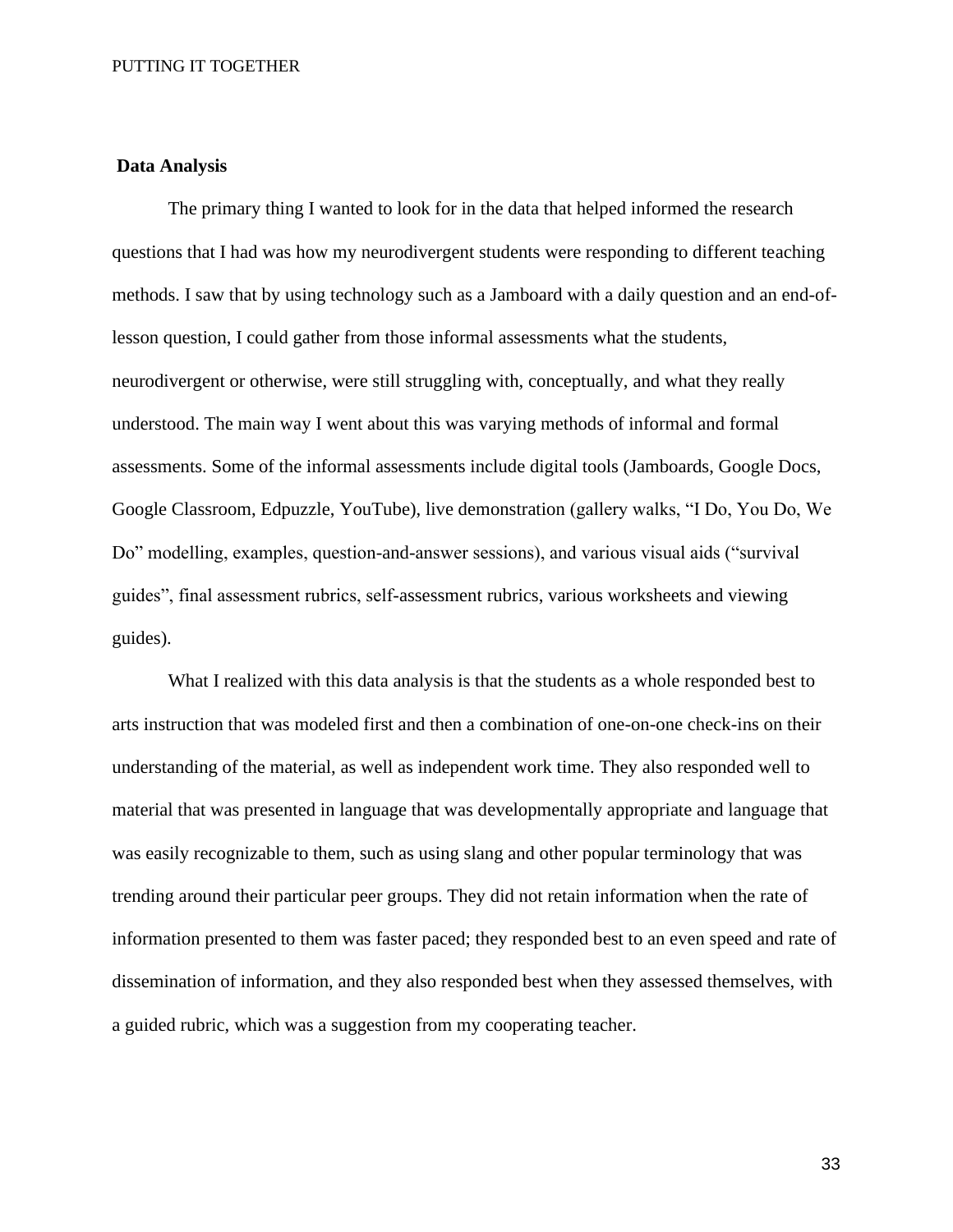## Data Analysis

The primary thing I wanted to look for in the data that helped informed the research questions that I had was how my neurodivergent students were responding to different teaching methods. I saw that by using technology such as a Jamboard with a daily question and an end-of-lesson question, I could gather from those informal assessments what the students, neurodivergent or otherwise, were still struggling with, conceptually, and what they really understood. The main way I went about this was varying methods of informal and formal assessments. Some of the informal assessments include digital tools (Jamboards, Google Docs, Google Classroom, Edpuzzle, YouTube), live demonstration (gallery walks, "I Do, You Do, We Do" modelling, examples, question-and-answer sessions), and various visual aids ("survival guides", final assessment rubrics, self-assessment rubrics, various worksheets and viewing guides).

What I realized with this data analysis is that the students as a whole responded best to arts instruction that was modeled first and then a combination of one-on-one check-ins on their understanding of the material, as well as independent work time. They also responded well to material that was presented in language that was developmentally appropriate and language that was easily recognizable to them, such as using slang and other popular terminology that was trending around their particular peer groups. They did not retain information when the rate of information presented to them was faster paced; they responded best to an even speed and rate of dissemination of information, and they also responded best when they assessed themselves, with a guided rubric, which was a suggestion from my cooperating teacher.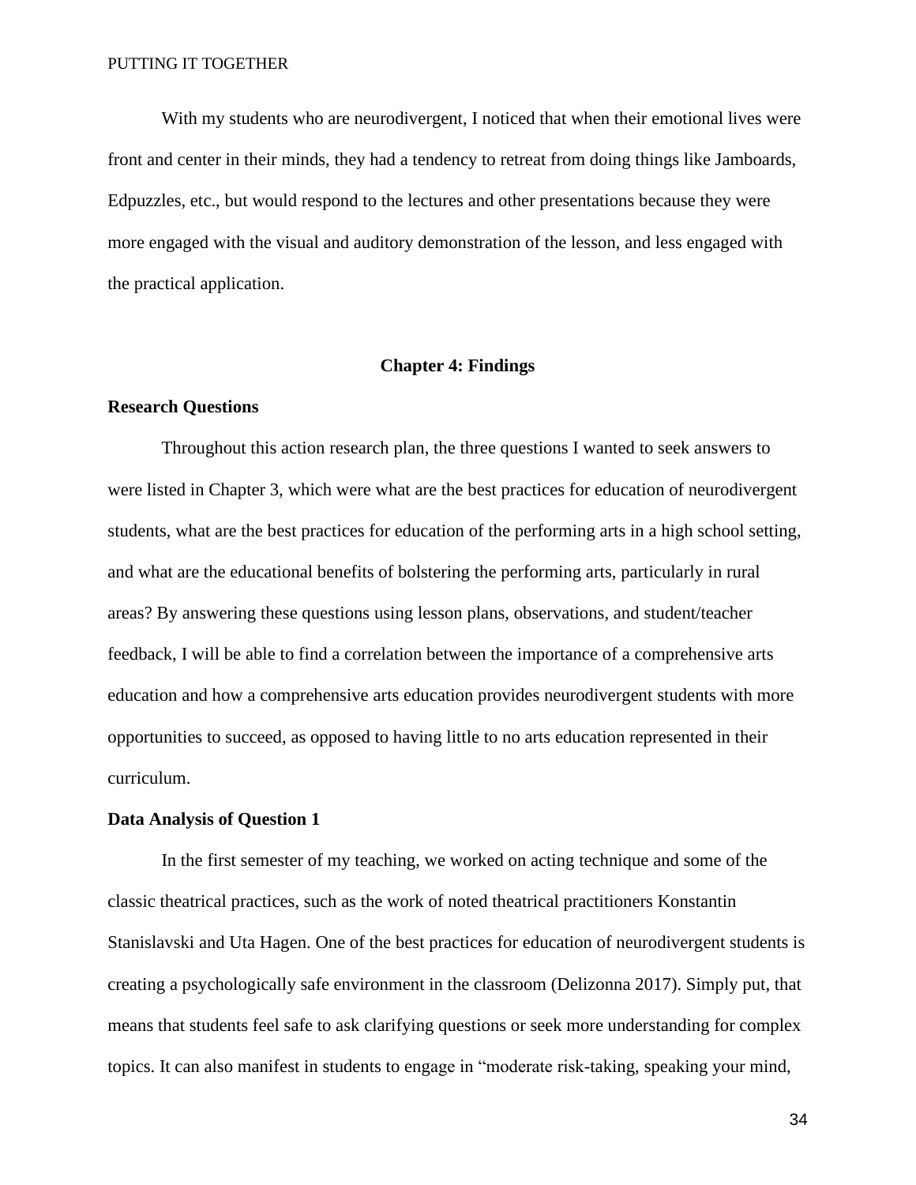With my students who are neurodivergent, I noticed that when their emotional lives were front and center in their minds, they had a tendency to retreat from doing things like Jamboards, Edpuzzles, etc., but would respond to the lectures and other presentations because they were more engaged with the visual and auditory demonstration of the lesson, and less engaged with the practical application.

# Chapter 4: Findings

## Research Questions

Throughout this action research plan, the three questions I wanted to seek answers to were listed in Chapter 3, which were what are the best practices for education of neurodivergent students, what are the best practices for education of the performing arts in a high school setting, and what are the educational benefits of bolstering the performing arts, particularly in rural areas? By answering these questions using lesson plans, observations, and student/teacher feedback, I will be able to find a correlation between the importance of a comprehensive arts education and how a comprehensive arts education provides neurodivergent students with more opportunities to succeed, as opposed to having little to no arts education represented in their curriculum.

## Data Analysis of Question 1

In the first semester of my teaching, we worked on acting technique and some of the classic theatrical practices, such as the work of noted theatrical practitioners Konstantin Stanislavski and Uta Hagen. One of the best practices for education of neurodivergent students is creating a psychologically safe environment in the classroom (Delizonna 2017). Simply put, that means that students feel safe to ask clarifying questions or seek more understanding for complex topics. It can also manifest in students to engage in "moderate risk-taking, speaking your mind,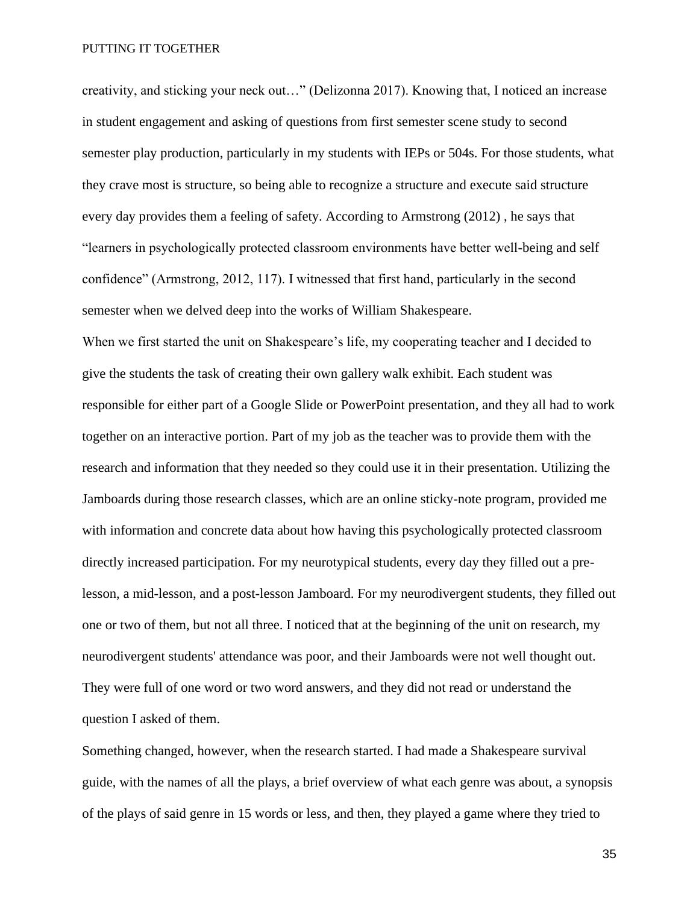creativity, and sticking your neck out…" (Delizonna 2017). Knowing that, I noticed an increase in student engagement and asking of questions from first semester scene study to second semester play production, particularly in my students with IEPs or 504s. For those students, what they crave most is structure, so being able to recognize a structure and execute said structure every day provides them a feeling of safety. According to Armstrong (2012) , he says that "learners in psychologically protected classroom environments have better well-being and self confidence" (Armstrong, 2012, 117). I witnessed that first hand, particularly in the second semester when we delved deep into the works of William Shakespeare.

When we first started the unit on Shakespeare's life, my cooperating teacher and I decided to give the students the task of creating their own gallery walk exhibit. Each student was responsible for either part of a Google Slide or PowerPoint presentation, and they all had to work together on an interactive portion. Part of my job as the teacher was to provide them with the research and information that they needed so they could use it in their presentation. Utilizing the Jamboards during those research classes, which are an online sticky-note program, provided me with information and concrete data about how having this psychologically protected classroom directly increased participation. For my neurotypical students, every day they filled out a pre-lesson, a mid-lesson, and a post-lesson Jamboard. For my neurodivergent students, they filled out one or two of them, but not all three. I noticed that at the beginning of the unit on research, my neurodivergent students' attendance was poor, and their Jamboards were not well thought out. They were full of one word or two word answers, and they did not read or understand the question I asked of them.

Something changed, however, when the research started. I had made a Shakespeare survival guide, with the names of all the plays, a brief overview of what each genre was about, a synopsis of the plays of said genre in 15 words or less, and then, they played a game where they tried to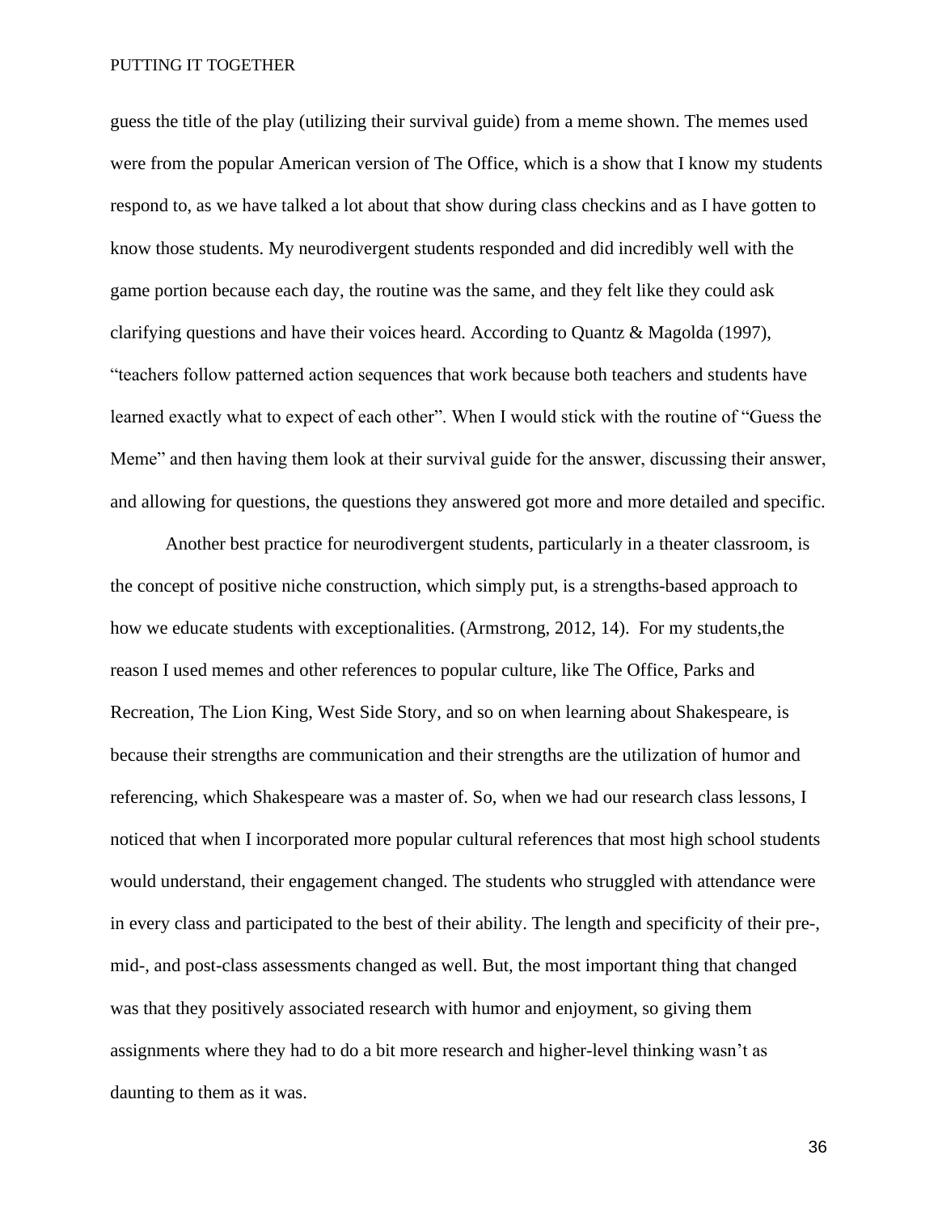guess the title of the play (utilizing their survival guide) from a meme shown. The memes used were from the popular American version of The Office, which is a show that I know my students respond to, as we have talked a lot about that show during class checkins and as I have gotten to know those students. My neurodivergent students responded and did incredibly well with the game portion because each day, the routine was the same, and they felt like they could ask clarifying questions and have their voices heard. According to Quantz & Magolda (1997), "teachers follow patterned action sequences that work because both teachers and students have learned exactly what to expect of each other". When I would stick with the routine of "Guess the Meme" and then having them look at their survival guide for the answer, discussing their answer, and allowing for questions, the questions they answered got more and more detailed and specific.

Another best practice for neurodivergent students, particularly in a theater classroom, is the concept of positive niche construction, which simply put, is a strengths-based approach to how we educate students with exceptionalities. (Armstrong, 2012, 14). For my students,the reason I used memes and other references to popular culture, like The Office, Parks and Recreation, The Lion King, West Side Story, and so on when learning about Shakespeare, is because their strengths are communication and their strengths are the utilization of humor and referencing, which Shakespeare was a master of. So, when we had our research class lessons, I noticed that when I incorporated more popular cultural references that most high school students would understand, their engagement changed. The students who struggled with attendance were in every class and participated to the best of their ability. The length and specificity of their pre-, mid-, and post-class assessments changed as well. But, the most important thing that changed was that they positively associated research with humor and enjoyment, so giving them assignments where they had to do a bit more research and higher-level thinking wasn't as daunting to them as it was.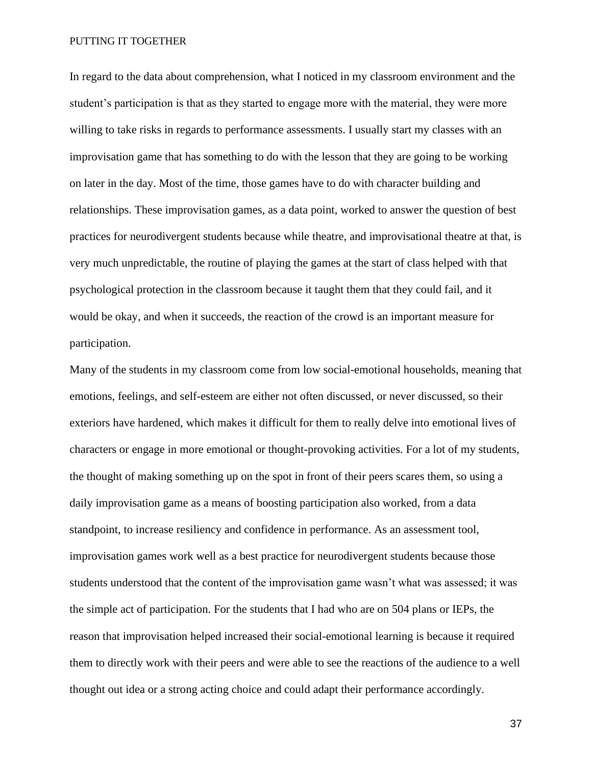In regard to the data about comprehension, what I noticed in my classroom environment and the student's participation is that as they started to engage more with the material, they were more willing to take risks in regards to performance assessments. I usually start my classes with an improvisation game that has something to do with the lesson that they are going to be working on later in the day. Most of the time, those games have to do with character building and relationships. These improvisation games, as a data point, worked to answer the question of best practices for neurodivergent students because while theatre, and improvisational theatre at that, is very much unpredictable, the routine of playing the games at the start of class helped with that psychological protection in the classroom because it taught them that they could fail, and it would be okay, and when it succeeds, the reaction of the crowd is an important measure for participation.

Many of the students in my classroom come from low social-emotional households, meaning that emotions, feelings, and self-esteem are either not often discussed, or never discussed, so their exteriors have hardened, which makes it difficult for them to really delve into emotional lives of characters or engage in more emotional or thought-provoking activities. For a lot of my students, the thought of making something up on the spot in front of their peers scares them, so using a daily improvisation game as a means of boosting participation also worked, from a data standpoint, to increase resiliency and confidence in performance. As an assessment tool, improvisation games work well as a best practice for neurodivergent students because those students understood that the content of the improvisation game wasn't what was assessed; it was the simple act of participation. For the students that I had who are on 504 plans or IEPs, the reason that improvisation helped increased their social-emotional learning is because it required them to directly work with their peers and were able to see the reactions of the audience to a well thought out idea or a strong acting choice and could adapt their performance accordingly.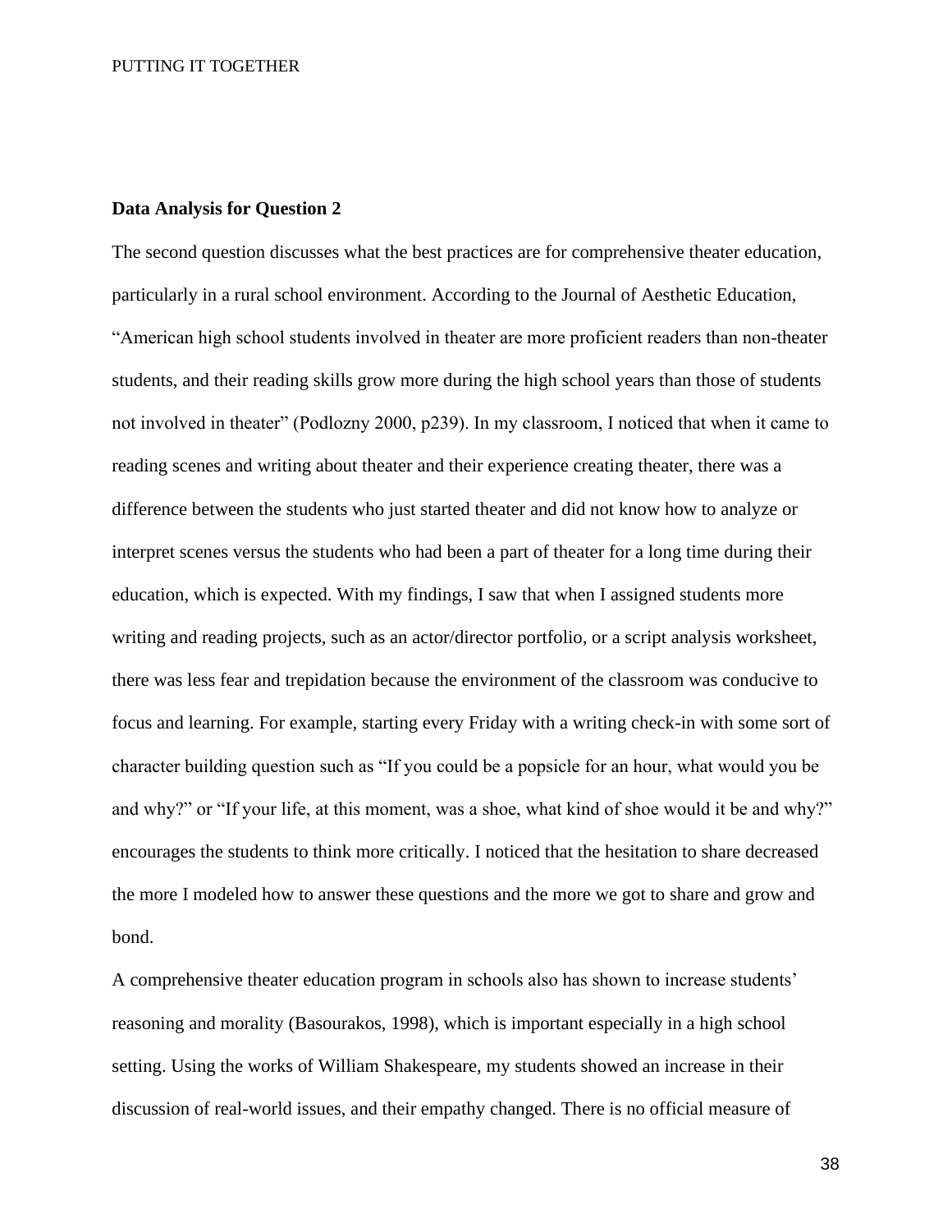**Data Analysis for Question 2**

The second question discusses what the best practices are for comprehensive theater education, particularly in a rural school environment. According to the Journal of Aesthetic Education, "American high school students involved in theater are more proficient readers than non-theater students, and their reading skills grow more during the high school years than those of students not involved in theater" (Podlozny 2000, p239). In my classroom, I noticed that when it came to reading scenes and writing about theater and their experience creating theater, there was a difference between the students who just started theater and did not know how to analyze or interpret scenes versus the students who had been a part of theater for a long time during their education, which is expected. With my findings, I saw that when I assigned students more writing and reading projects, such as an actor/director portfolio, or a script analysis worksheet, there was less fear and trepidation because the environment of the classroom was conducive to focus and learning. For example, starting every Friday with a writing check-in with some sort of character building question such as "If you could be a popsicle for an hour, what would you be and why?" or "If your life, at this moment, was a shoe, what kind of shoe would it be and why?" encourages the students to think more critically. I noticed that the hesitation to share decreased the more I modeled how to answer these questions and the more we got to share and grow and bond.

A comprehensive theater education program in schools also has shown to increase students' reasoning and morality (Basourakos, 1998), which is important especially in a high school setting. Using the works of William Shakespeare, my students showed an increase in their discussion of real-world issues, and their empathy changed. There is no official measure of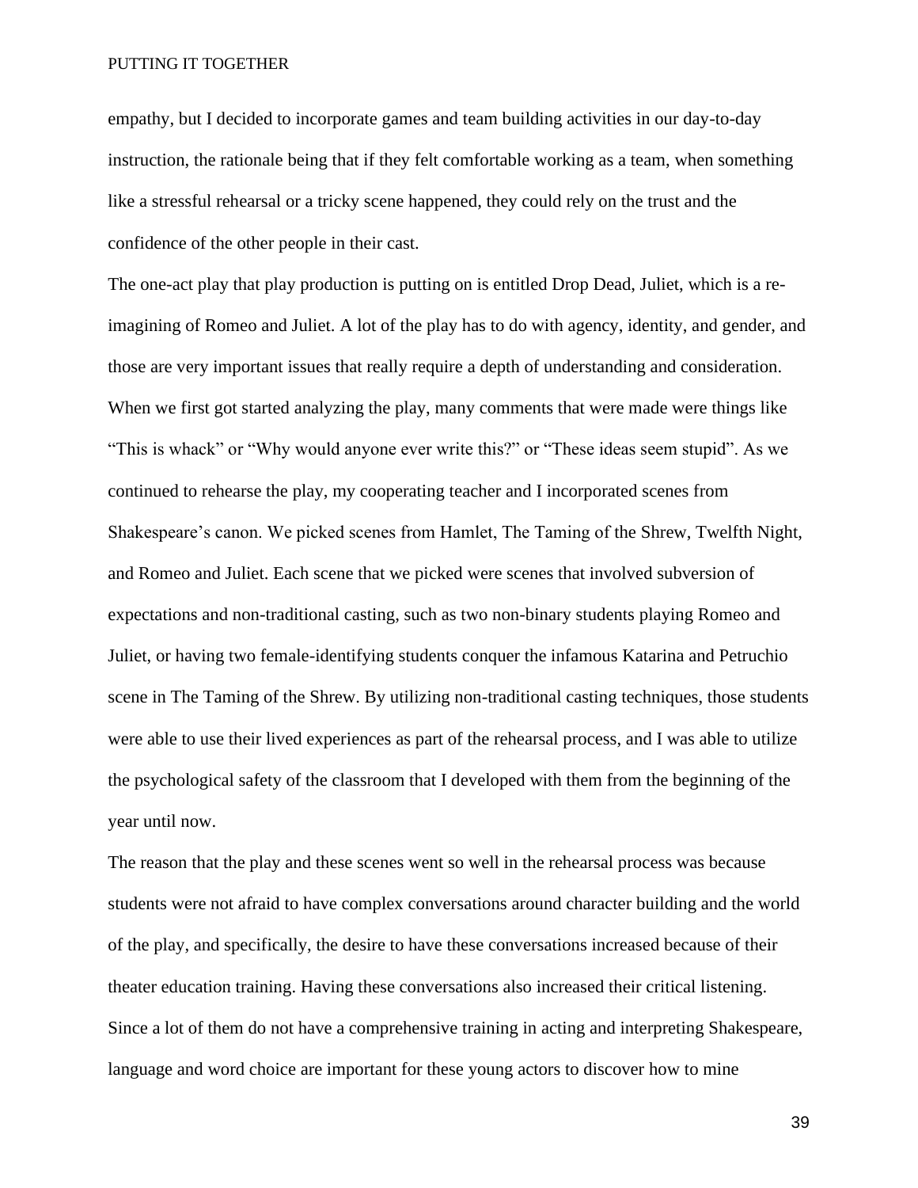empathy, but I decided to incorporate games and team building activities in our day-to-day instruction, the rationale being that if they felt comfortable working as a team, when something like a stressful rehearsal or a tricky scene happened, they could rely on the trust and the confidence of the other people in their cast.

The one-act play that play production is putting on is entitled Drop Dead, Juliet, which is a re-imagining of Romeo and Juliet. A lot of the play has to do with agency, identity, and gender, and those are very important issues that really require a depth of understanding and consideration. When we first got started analyzing the play, many comments that were made were things like "This is whack" or "Why would anyone ever write this?" or "These ideas seem stupid". As we continued to rehearse the play, my cooperating teacher and I incorporated scenes from Shakespeare's canon. We picked scenes from Hamlet, The Taming of the Shrew, Twelfth Night, and Romeo and Juliet. Each scene that we picked were scenes that involved subversion of expectations and non-traditional casting, such as two non-binary students playing Romeo and Juliet, or having two female-identifying students conquer the infamous Katarina and Petruchio scene in The Taming of the Shrew. By utilizing non-traditional casting techniques, those students were able to use their lived experiences as part of the rehearsal process, and I was able to utilize the psychological safety of the classroom that I developed with them from the beginning of the year until now.

The reason that the play and these scenes went so well in the rehearsal process was because students were not afraid to have complex conversations around character building and the world of the play, and specifically, the desire to have these conversations increased because of their theater education training. Having these conversations also increased their critical listening. Since a lot of them do not have a comprehensive training in acting and interpreting Shakespeare, language and word choice are important for these young actors to discover how to mine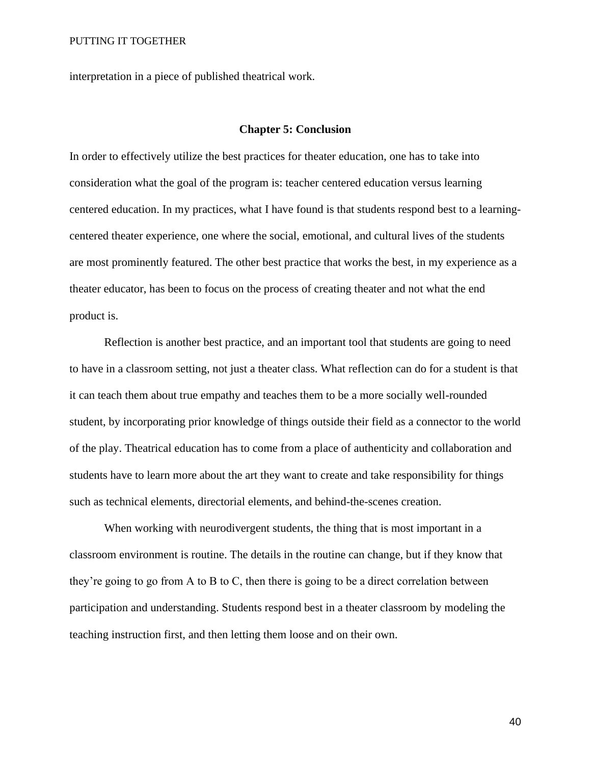interpretation in a piece of published theatrical work.

## Chapter 5: Conclusion

In order to effectively utilize the best practices for theater education, one has to take into consideration what the goal of the program is: teacher centered education versus learning centered education. In my practices, what I have found is that students respond best to a learning-centered theater experience, one where the social, emotional, and cultural lives of the students are most prominently featured. The other best practice that works the best, in my experience as a theater educator, has been to focus on the process of creating theater and not what the end product is.

Reflection is another best practice, and an important tool that students are going to need to have in a classroom setting, not just a theater class. What reflection can do for a student is that it can teach them about true empathy and teaches them to be a more socially well-rounded student, by incorporating prior knowledge of things outside their field as a connector to the world of the play. Theatrical education has to come from a place of authenticity and collaboration and students have to learn more about the art they want to create and take responsibility for things such as technical elements, directorial elements, and behind-the-scenes creation.

When working with neurodivergent students, the thing that is most important in a classroom environment is routine. The details in the routine can change, but if they know that they're going to go from A to B to C, then there is going to be a direct correlation between participation and understanding. Students respond best in a theater classroom by modeling the teaching instruction first, and then letting them loose and on their own.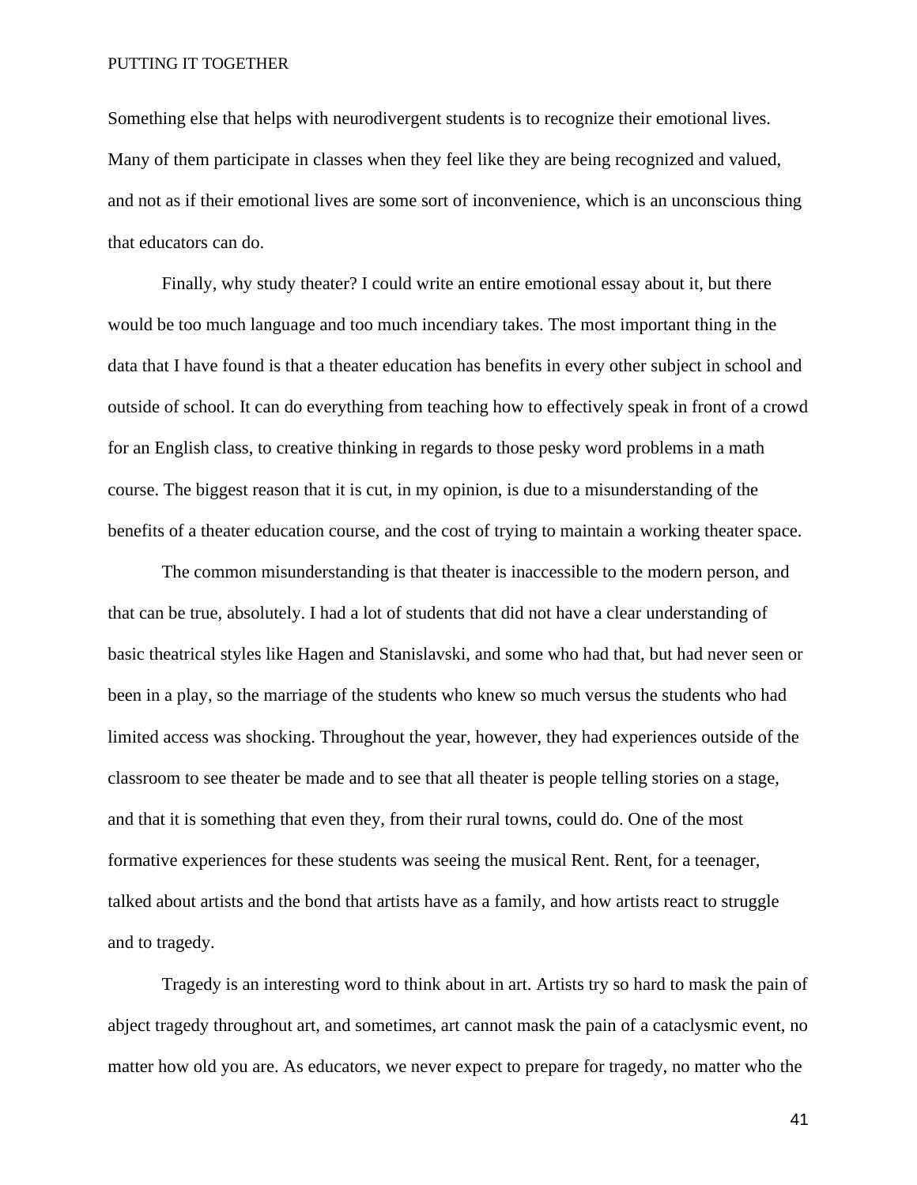Something else that helps with neurodivergent students is to recognize their emotional lives. Many of them participate in classes when they feel like they are being recognized and valued, and not as if their emotional lives are some sort of inconvenience, which is an unconscious thing that educators can do.

Finally, why study theater? I could write an entire emotional essay about it, but there would be too much language and too much incendiary takes. The most important thing in the data that I have found is that a theater education has benefits in every other subject in school and outside of school. It can do everything from teaching how to effectively speak in front of a crowd for an English class, to creative thinking in regards to those pesky word problems in a math course. The biggest reason that it is cut, in my opinion, is due to a misunderstanding of the benefits of a theater education course, and the cost of trying to maintain a working theater space.

The common misunderstanding is that theater is inaccessible to the modern person, and that can be true, absolutely. I had a lot of students that did not have a clear understanding of basic theatrical styles like Hagen and Stanislavski, and some who had that, but had never seen or been in a play, so the marriage of the students who knew so much versus the students who had limited access was shocking. Throughout the year, however, they had experiences outside of the classroom to see theater be made and to see that all theater is people telling stories on a stage, and that it is something that even they, from their rural towns, could do. One of the most formative experiences for these students was seeing the musical Rent. Rent, for a teenager, talked about artists and the bond that artists have as a family, and how artists react to struggle and to tragedy.

Tragedy is an interesting word to think about in art. Artists try so hard to mask the pain of abject tragedy throughout art, and sometimes, art cannot mask the pain of a cataclysmic event, no matter how old you are. As educators, we never expect to prepare for tragedy, no matter who the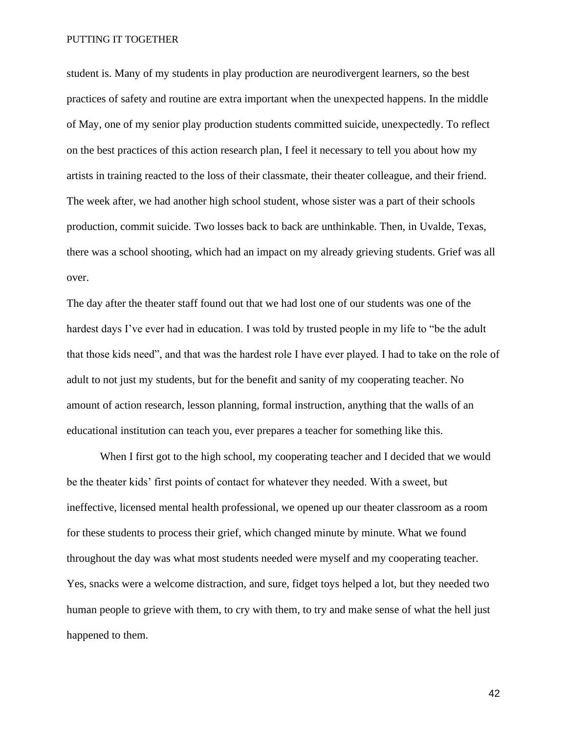student is. Many of my students in play production are neurodivergent learners, so the best practices of safety and routine are extra important when the unexpected happens. In the middle of May, one of my senior play production students committed suicide, unexpectedly. To reflect on the best practices of this action research plan, I feel it necessary to tell you about how my artists in training reacted to the loss of their classmate, their theater colleague, and their friend. The week after, we had another high school student, whose sister was a part of their schools production, commit suicide. Two losses back to back are unthinkable. Then, in Uvalde, Texas, there was a school shooting, which had an impact on my already grieving students. Grief was all over.

The day after the theater staff found out that we had lost one of our students was one of the hardest days I've ever had in education. I was told by trusted people in my life to "be the adult that those kids need", and that was the hardest role I have ever played. I had to take on the role of adult to not just my students, but for the benefit and sanity of my cooperating teacher. No amount of action research, lesson planning, formal instruction, anything that the walls of an educational institution can teach you, ever prepares a teacher for something like this.

When I first got to the high school, my cooperating teacher and I decided that we would be the theater kids' first points of contact for whatever they needed. With a sweet, but ineffective, licensed mental health professional, we opened up our theater classroom as a room for these students to process their grief, which changed minute by minute. What we found throughout the day was what most students needed were myself and my cooperating teacher. Yes, snacks were a welcome distraction, and sure, fidget toys helped a lot, but they needed two human people to grieve with them, to cry with them, to try and make sense of what the hell just happened to them.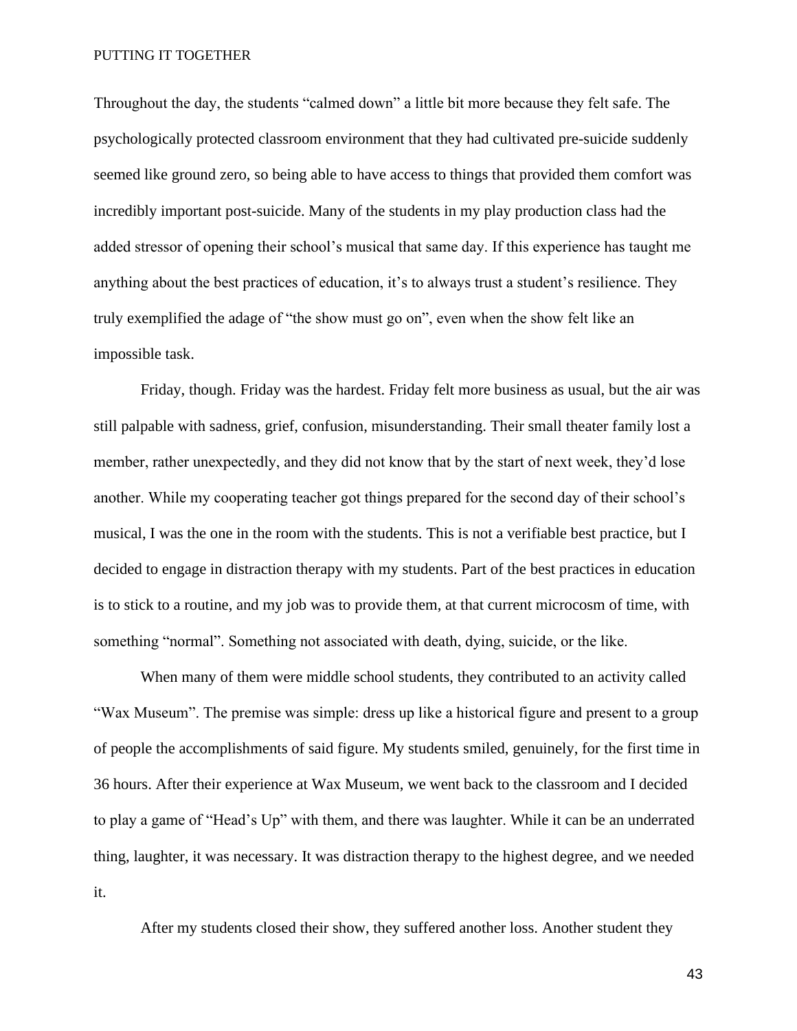Throughout the day, the students "calmed down" a little bit more because they felt safe. The psychologically protected classroom environment that they had cultivated pre-suicide suddenly seemed like ground zero, so being able to have access to things that provided them comfort was incredibly important post-suicide. Many of the students in my play production class had the added stressor of opening their school's musical that same day. If this experience has taught me anything about the best practices of education, it's to always trust a student's resilience. They truly exemplified the adage of "the show must go on", even when the show felt like an impossible task.

Friday, though. Friday was the hardest. Friday felt more business as usual, but the air was still palpable with sadness, grief, confusion, misunderstanding. Their small theater family lost a member, rather unexpectedly, and they did not know that by the start of next week, they'd lose another. While my cooperating teacher got things prepared for the second day of their school's musical, I was the one in the room with the students. This is not a verifiable best practice, but I decided to engage in distraction therapy with my students. Part of the best practices in education is to stick to a routine, and my job was to provide them, at that current microcosm of time, with something "normal". Something not associated with death, dying, suicide, or the like.

When many of them were middle school students, they contributed to an activity called "Wax Museum". The premise was simple: dress up like a historical figure and present to a group of people the accomplishments of said figure. My students smiled, genuinely, for the first time in 36 hours. After their experience at Wax Museum, we went back to the classroom and I decided to play a game of "Head's Up" with them, and there was laughter. While it can be an underrated thing, laughter, it was necessary. It was distraction therapy to the highest degree, and we needed it.

After my students closed their show, they suffered another loss. Another student they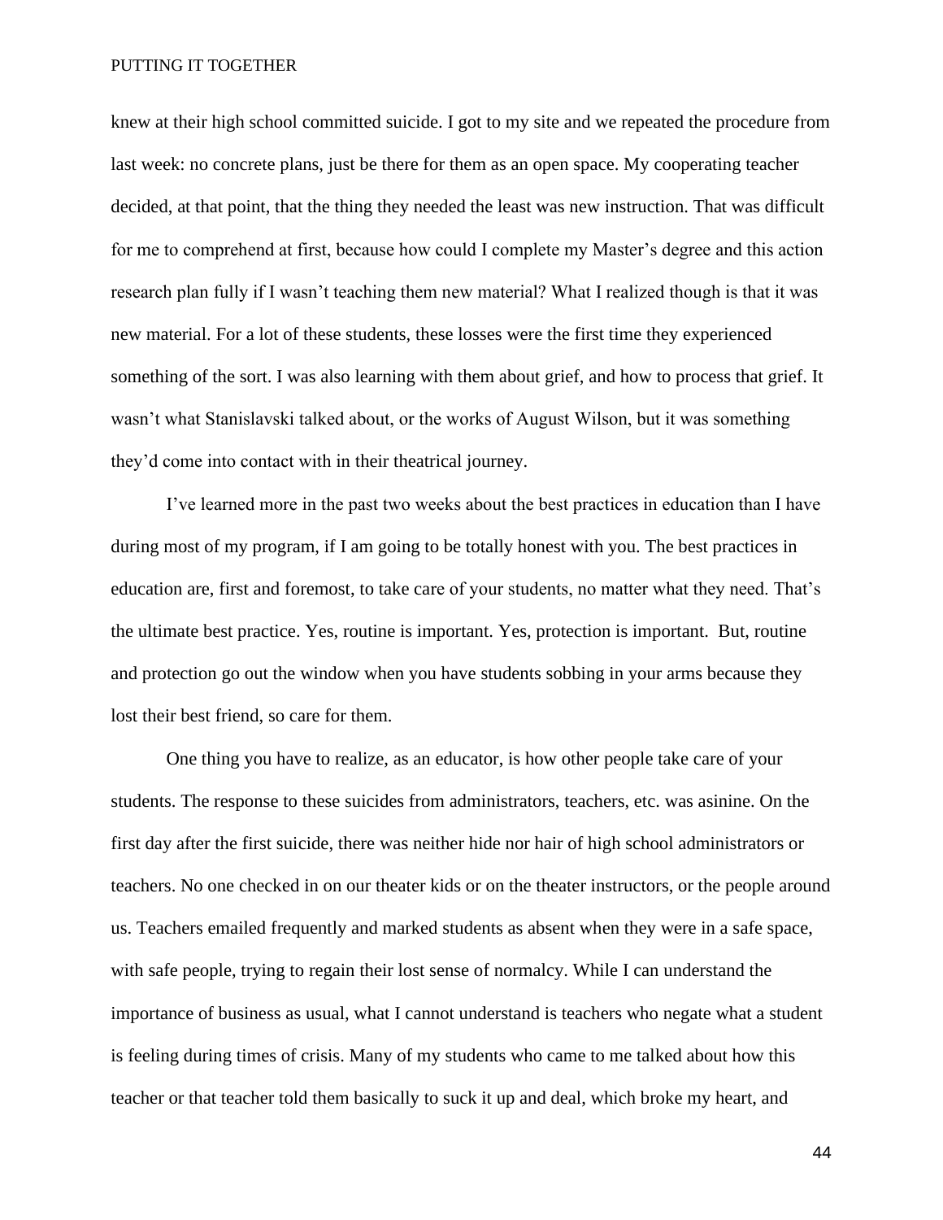knew at their high school committed suicide. I got to my site and we repeated the procedure from last week: no concrete plans, just be there for them as an open space. My cooperating teacher decided, at that point, that the thing they needed the least was new instruction. That was difficult for me to comprehend at first, because how could I complete my Master's degree and this action research plan fully if I wasn't teaching them new material? What I realized though is that it was new material. For a lot of these students, these losses were the first time they experienced something of the sort. I was also learning with them about grief, and how to process that grief. It wasn't what Stanislavski talked about, or the works of August Wilson, but it was something they'd come into contact with in their theatrical journey.

I've learned more in the past two weeks about the best practices in education than I have during most of my program, if I am going to be totally honest with you. The best practices in education are, first and foremost, to take care of your students, no matter what they need. That's the ultimate best practice. Yes, routine is important. Yes, protection is important. But, routine and protection go out the window when you have students sobbing in your arms because they lost their best friend, so care for them.

One thing you have to realize, as an educator, is how other people take care of your students. The response to these suicides from administrators, teachers, etc. was asinine. On the first day after the first suicide, there was neither hide nor hair of high school administrators or teachers. No one checked in on our theater kids or on the theater instructors, or the people around us. Teachers emailed frequently and marked students as absent when they were in a safe space, with safe people, trying to regain their lost sense of normalcy. While I can understand the importance of business as usual, what I cannot understand is teachers who negate what a student is feeling during times of crisis. Many of my students who came to me talked about how this teacher or that teacher told them basically to suck it up and deal, which broke my heart, and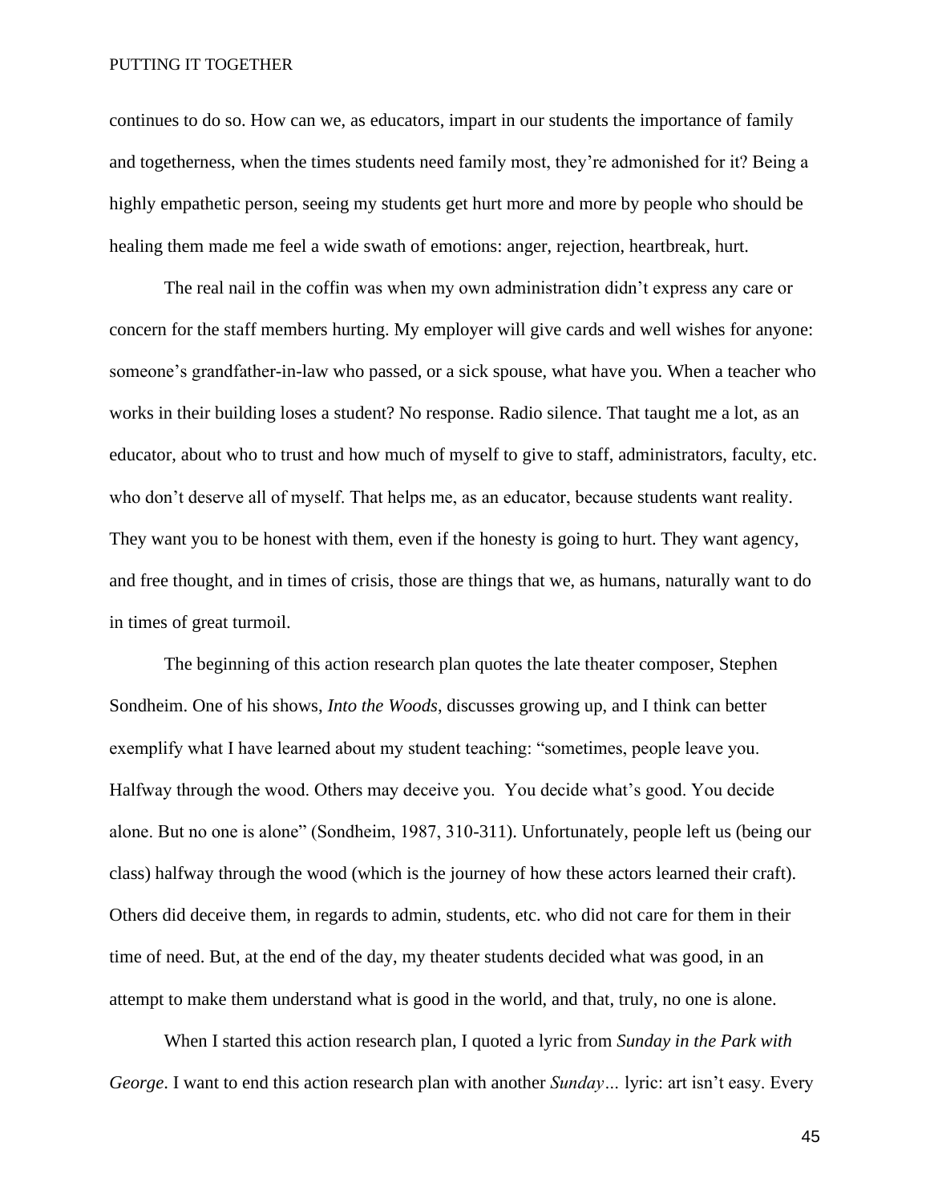continues to do so. How can we, as educators, impart in our students the importance of family and togetherness, when the times students need family most, they're admonished for it? Being a highly empathetic person, seeing my students get hurt more and more by people who should be healing them made me feel a wide swath of emotions: anger, rejection, heartbreak, hurt.

The real nail in the coffin was when my own administration didn't express any care or concern for the staff members hurting. My employer will give cards and well wishes for anyone: someone's grandfather-in-law who passed, or a sick spouse, what have you. When a teacher who works in their building loses a student? No response. Radio silence. That taught me a lot, as an educator, about who to trust and how much of myself to give to staff, administrators, faculty, etc. who don't deserve all of myself. That helps me, as an educator, because students want reality. They want you to be honest with them, even if the honesty is going to hurt. They want agency, and free thought, and in times of crisis, those are things that we, as humans, naturally want to do in times of great turmoil.

The beginning of this action research plan quotes the late theater composer, Stephen Sondheim. One of his shows, *Into the Woods*, discusses growing up, and I think can better exemplify what I have learned about my student teaching: "sometimes, people leave you. Halfway through the wood. Others may deceive you. You decide what's good. You decide alone. But no one is alone" (Sondheim, 1987, 310-311). Unfortunately, people left us (being our class) halfway through the wood (which is the journey of how these actors learned their craft). Others did deceive them, in regards to admin, students, etc. who did not care for them in their time of need. But, at the end of the day, my theater students decided what was good, in an attempt to make them understand what is good in the world, and that, truly, no one is alone.

When I started this action research plan, I quoted a lyric from *Sunday in the Park with George*. I want to end this action research plan with another *Sunday…* lyric: art isn't easy. Every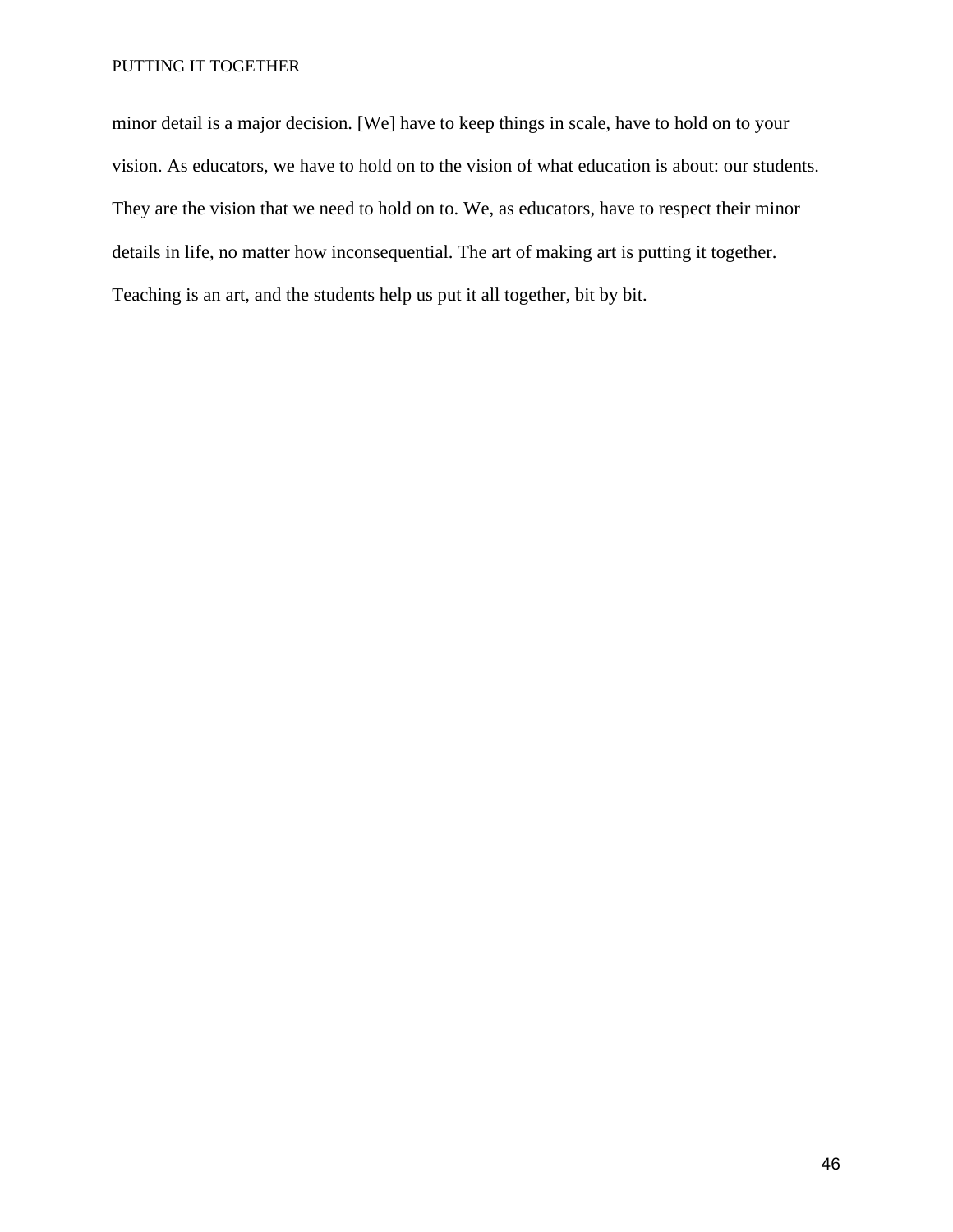minor detail is a major decision. [We] have to keep things in scale, have to hold on to your vision. As educators, we have to hold on to the vision of what education is about: our students. They are the vision that we need to hold on to. We, as educators, have to respect their minor details in life, no matter how inconsequential. The art of making art is putting it together. Teaching is an art, and the students help us put it all together, bit by bit.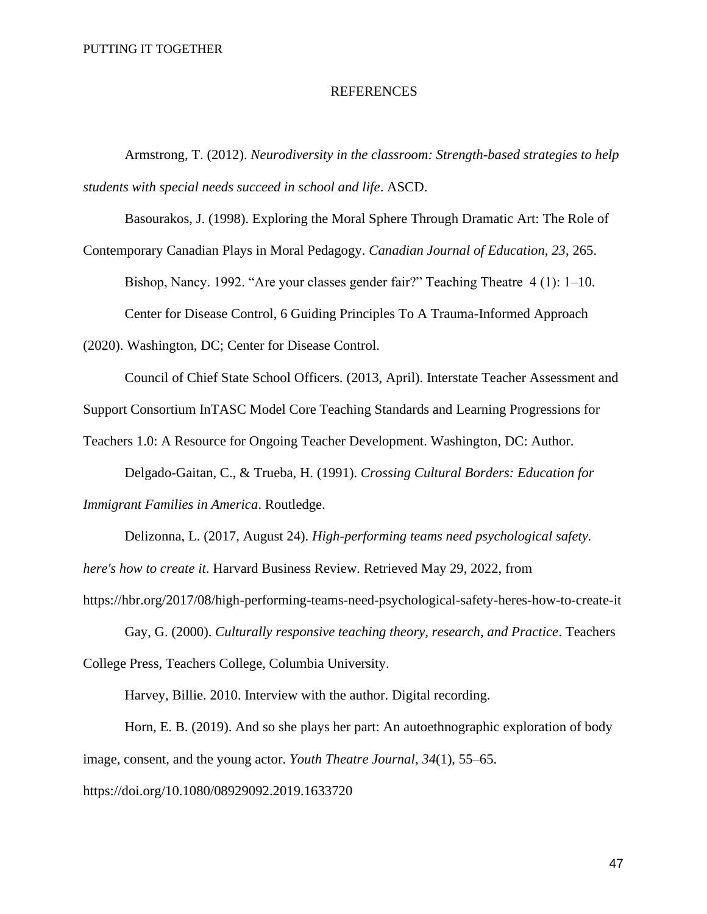# REFERENCES

Armstrong, T. (2012). *Neurodiversity in the classroom: Strength-based strategies to help students with special needs succeed in school and life*. ASCD.

Basourakos, J. (1998). Exploring the Moral Sphere Through Dramatic Art: The Role of Contemporary Canadian Plays in Moral Pedagogy. *Canadian Journal of Education, 23*, 265.

Bishop, Nancy. 1992. "Are your classes gender fair?" Teaching Theatre 4 (1): 1–10.

Center for Disease Control, 6 Guiding Principles To A Trauma-Informed Approach (2020). Washington, DC; Center for Disease Control.

Council of Chief State School Officers. (2013, April). Interstate Teacher Assessment and Support Consortium InTASC Model Core Teaching Standards and Learning Progressions for Teachers 1.0: A Resource for Ongoing Teacher Development. Washington, DC: Author.

Delgado-Gaitan, C., & Trueba, H. (1991). *Crossing Cultural Borders: Education for Immigrant Families in America*. Routledge.

Delizonna, L. (2017, August 24). *High-performing teams need psychological safety. here's how to create it*. Harvard Business Review. Retrieved May 29, 2022, from https://hbr.org/2017/08/high-performing-teams-need-psychological-safety-heres-how-to-create-it

Gay, G. (2000). *Culturally responsive teaching theory, research, and Practice*. Teachers College Press, Teachers College, Columbia University.

Harvey, Billie. 2010. Interview with the author. Digital recording.

Horn, E. B. (2019). And so she plays her part: An autoethnographic exploration of body image, consent, and the young actor. *Youth Theatre Journal*, *34*(1), 55–65. https://doi.org/10.1080/08929092.2019.1633720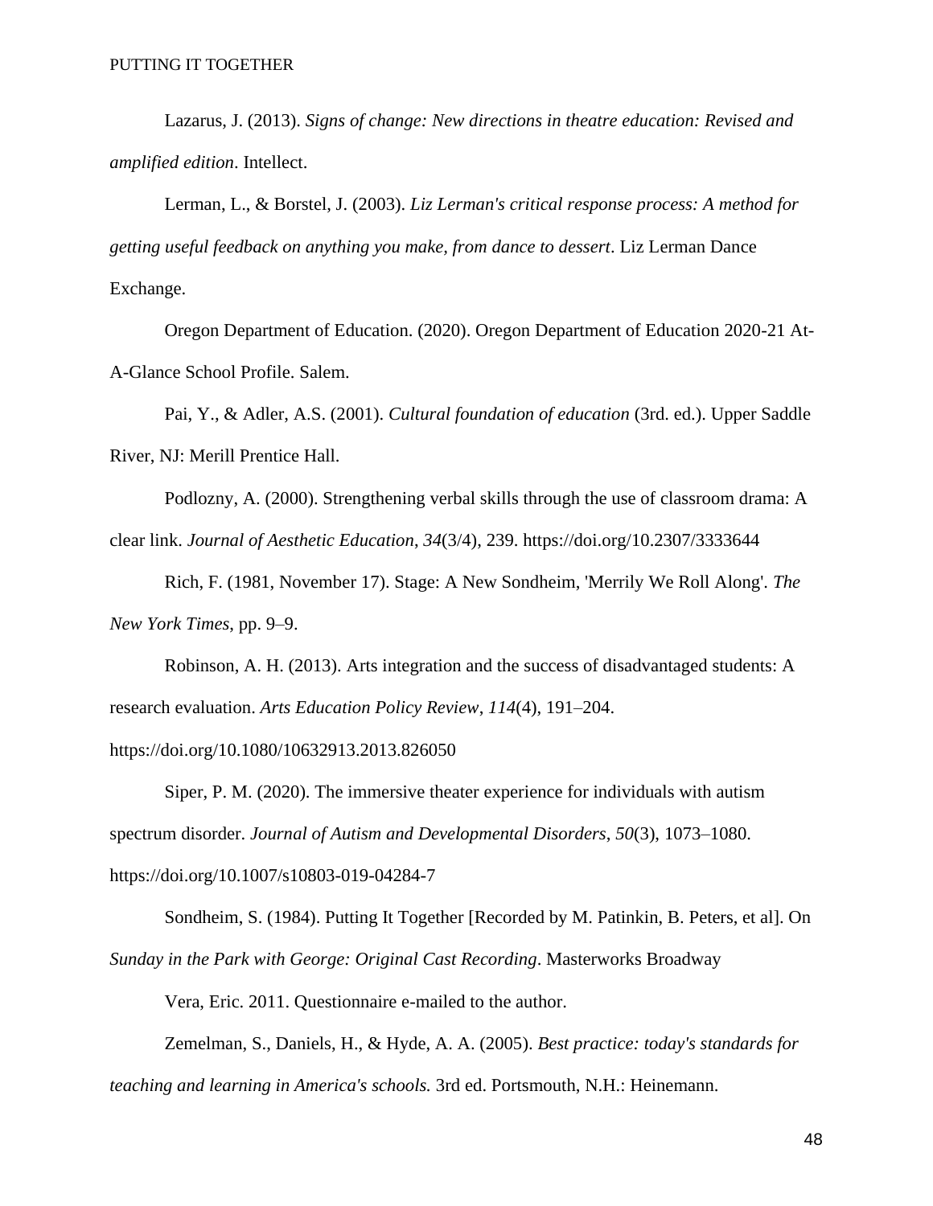Lazarus, J. (2013). *Signs of change: New directions in theatre education: Revised and amplified edition*. Intellect.

Lerman, L., & Borstel, J. (2003). *Liz Lerman's critical response process: A method for getting useful feedback on anything you make, from dance to dessert*. Liz Lerman Dance Exchange.

Oregon Department of Education. (2020). Oregon Department of Education 2020-21 At-A-Glance School Profile. Salem.

Pai, Y., & Adler, A.S. (2001). *Cultural foundation of education* (3rd. ed.). Upper Saddle River, NJ: Merill Prentice Hall.

Podlozny, A. (2000). Strengthening verbal skills through the use of classroom drama: A clear link. *Journal of Aesthetic Education*, *34*(3/4), 239. https://doi.org/10.2307/3333644

Rich, F. (1981, November 17). Stage: A New Sondheim, 'Merrily We Roll Along'. *The New York Times*, pp. 9–9.

Robinson, A. H. (2013). Arts integration and the success of disadvantaged students: A research evaluation. *Arts Education Policy Review*, *114*(4), 191–204. https://doi.org/10.1080/10632913.2013.826050

Siper, P. M. (2020). The immersive theater experience for individuals with autism spectrum disorder. *Journal of Autism and Developmental Disorders*, *50*(3), 1073–1080. https://doi.org/10.1007/s10803-019-04284-7

Sondheim, S. (1984). Putting It Together [Recorded by M. Patinkin, B. Peters, et al]. On *Sunday in the Park with George: Original Cast Recording*. Masterworks Broadway

Vera, Eric. 2011. Questionnaire e-mailed to the author.

Zemelman, S., Daniels, H., & Hyde, A. A. (2005). *Best practice: today's standards for teaching and learning in America's schools.* 3rd ed. Portsmouth, N.H.: Heinemann.